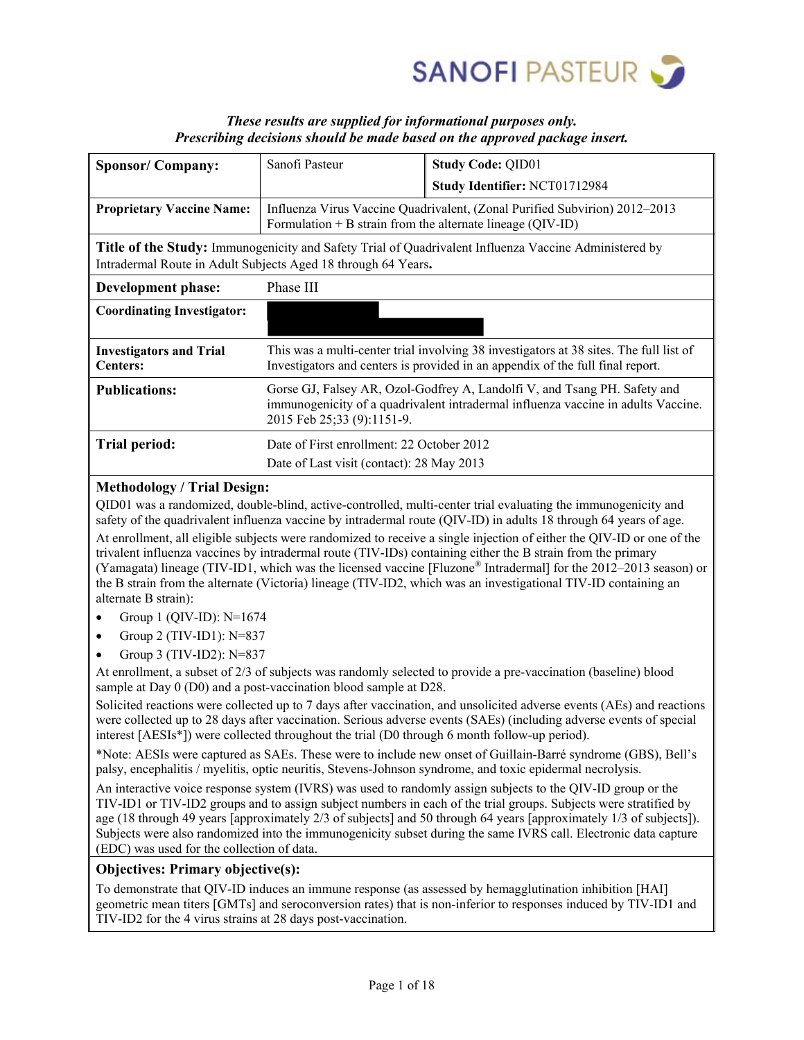SANOFI PASTEUR

***These results are supplied for informational purposes only.***
***Prescribing decisions should be made based on the approved package insert.***

| **Sponsor/ Company:** | Sanofi Pasteur | **Study Code:** QID01 |
|---|---|---|
| | | **Study Identifier:** NCT01712984 |
| **Proprietary Vaccine Name:** | Influenza Virus Vaccine Quadrivalent, (Zonal Purified Subvirion) 2012–2013 Formulation + B strain from the alternate lineage (QIV-ID) | |

**Title of the Study:** Immunogenicity and Safety Trial of Quadrivalent Influenza Vaccine Administered by Intradermal Route in Adult Subjects Aged 18 through 64 Years**.**

| | |
|---|---|
| **Development phase:** | Phase III |
| **Coordinating Investigator:** | |
| **Investigators and Trial Centers:** | This was a multi-center trial involving 38 investigators at 38 sites. The full list of Investigators and centers is provided in an appendix of the full final report. |
| **Publications:** | Gorse GJ, Falsey AR, Ozol-Godfrey A, Landolfi V, and Tsang PH. Safety and immunogenicity of a quadrivalent intradermal influenza vaccine in adults Vaccine. 2015 Feb 25;33 (9):1151-9. |
| **Trial period:** | Date of First enrollment: 22 October 2012<br>Date of Last visit (contact): 28 May 2013 |

**Methodology / Trial Design:**

QID01 was a randomized, double-blind, active-controlled, multi-center trial evaluating the immunogenicity and safety of the quadrivalent influenza vaccine by intradermal route (QIV-ID) in adults 18 through 64 years of age.

At enrollment, all eligible subjects were randomized to receive a single injection of either the QIV-ID or one of the trivalent influenza vaccines by intradermal route (TIV-IDs) containing either the B strain from the primary (Yamagata) lineage (TIV-ID1, which was the licensed vaccine [Fluzone® Intradermal] for the 2012–2013 season) or the B strain from the alternate (Victoria) lineage (TIV-ID2, which was an investigational TIV-ID containing an alternate B strain):

- Group 1 (QIV-ID): N=1674
- Group 2 (TIV-ID1): N=837
- Group 3 (TIV-ID2): N=837

At enrollment, a subset of 2/3 of subjects was randomly selected to provide a pre-vaccination (baseline) blood sample at Day 0 (D0) and a post-vaccination blood sample at D28.

Solicited reactions were collected up to 7 days after vaccination, and unsolicited adverse events (AEs) and reactions were collected up to 28 days after vaccination. Serious adverse events (SAEs) (including adverse events of special interest [AESIs*]) were collected throughout the trial (D0 through 6 month follow-up period).

*Note: AESIs were captured as SAEs. These were to include new onset of Guillain-Barré syndrome (GBS), Bell's palsy, encephalitis / myelitis, optic neuritis, Stevens-Johnson syndrome, and toxic epidermal necrolysis.

An interactive voice response system (IVRS) was used to randomly assign subjects to the QIV-ID group or the TIV-ID1 or TIV-ID2 groups and to assign subject numbers in each of the trial groups. Subjects were stratified by age (18 through 49 years [approximately 2/3 of subjects] and 50 through 64 years [approximately 1/3 of subjects]). Subjects were also randomized into the immunogenicity subset during the same IVRS call. Electronic data capture (EDC) was used for the collection of data.

**Objectives: Primary objective(s):**

To demonstrate that QIV-ID induces an immune response (as assessed by hemagglutination inhibition [HAI] geometric mean titers [GMTs] and seroconversion rates) that is non-inferior to responses induced by TIV-ID1 and TIV-ID2 for the 4 virus strains at 28 days post-vaccination.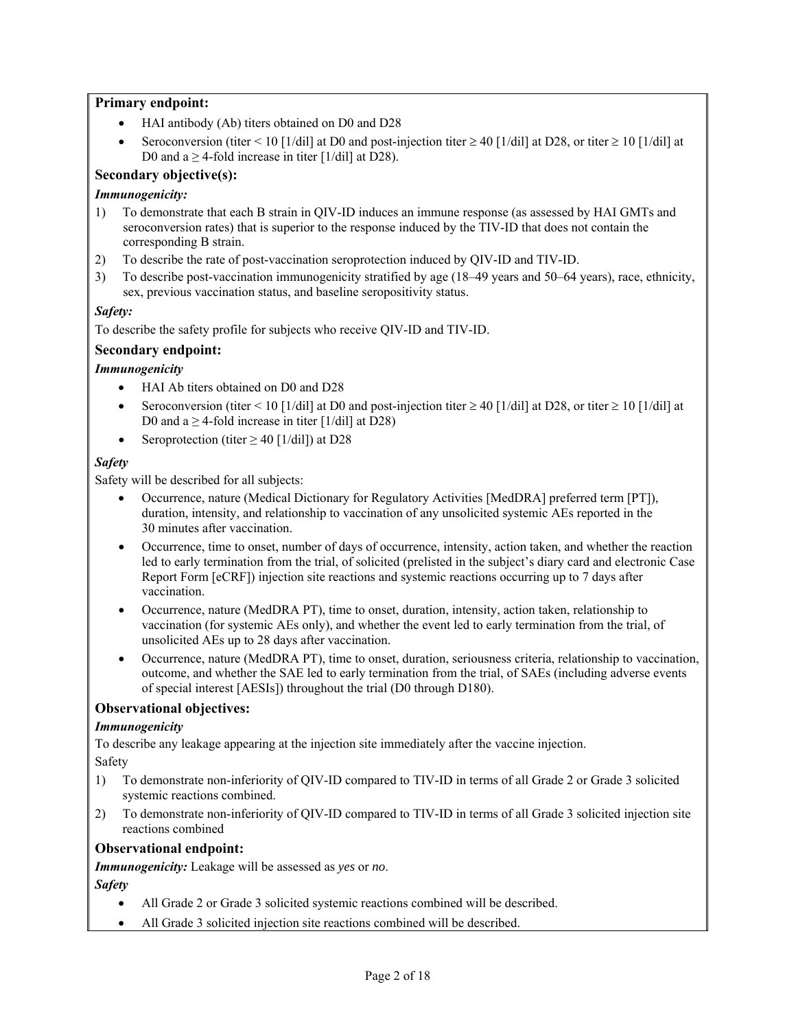**Primary endpoint:**

- HAI antibody (Ab) titers obtained on D0 and D28
- Seroconversion (titer < 10 [1/dil] at D0 and post-injection titer ≥ 40 [1/dil] at D28, or titer ≥ 10 [1/dil] at D0 and a ≥ 4-fold increase in titer [1/dil] at D28).

**Secondary objective(s):**

***Immunogenicity:***

1) To demonstrate that each B strain in QIV-ID induces an immune response (as assessed by HAI GMTs and seroconversion rates) that is superior to the response induced by the TIV-ID that does not contain the corresponding B strain.
2) To describe the rate of post-vaccination seroprotection induced by QIV-ID and TIV-ID.
3) To describe post-vaccination immunogenicity stratified by age (18–49 years and 50–64 years), race, ethnicity, sex, previous vaccination status, and baseline seropositivity status.

***Safety:***

To describe the safety profile for subjects who receive QIV-ID and TIV-ID.

**Secondary endpoint:**

***Immunogenicity***

- HAI Ab titers obtained on D0 and D28
- Seroconversion (titer < 10 [1/dil] at D0 and post-injection titer ≥ 40 [1/dil] at D28, or titer ≥ 10 [1/dil] at D0 and a ≥ 4-fold increase in titer [1/dil] at D28)
- Seroprotection (titer ≥ 40 [1/dil]) at D28

***Safety***

Safety will be described for all subjects:

- Occurrence, nature (Medical Dictionary for Regulatory Activities [MedDRA] preferred term [PT]), duration, intensity, and relationship to vaccination of any unsolicited systemic AEs reported in the 30 minutes after vaccination.
- Occurrence, time to onset, number of days of occurrence, intensity, action taken, and whether the reaction led to early termination from the trial, of solicited (prelisted in the subject's diary card and electronic Case Report Form [eCRF]) injection site reactions and systemic reactions occurring up to 7 days after vaccination.
- Occurrence, nature (MedDRA PT), time to onset, duration, intensity, action taken, relationship to vaccination (for systemic AEs only), and whether the event led to early termination from the trial, of unsolicited AEs up to 28 days after vaccination.
- Occurrence, nature (MedDRA PT), time to onset, duration, seriousness criteria, relationship to vaccination, outcome, and whether the SAE led to early termination from the trial, of SAEs (including adverse events of special interest [AESIs]) throughout the trial (D0 through D180).

**Observational objectives:**

***Immunogenicity***

To describe any leakage appearing at the injection site immediately after the vaccine injection.

Safety

1) To demonstrate non-inferiority of QIV-ID compared to TIV-ID in terms of all Grade 2 or Grade 3 solicited systemic reactions combined.
2) To demonstrate non-inferiority of QIV-ID compared to TIV-ID in terms of all Grade 3 solicited injection site reactions combined

**Observational endpoint:**

***Immunogenicity:*** Leakage will be assessed as *yes* or *no*.

***Safety***

- All Grade 2 or Grade 3 solicited systemic reactions combined will be described.
- All Grade 3 solicited injection site reactions combined will be described.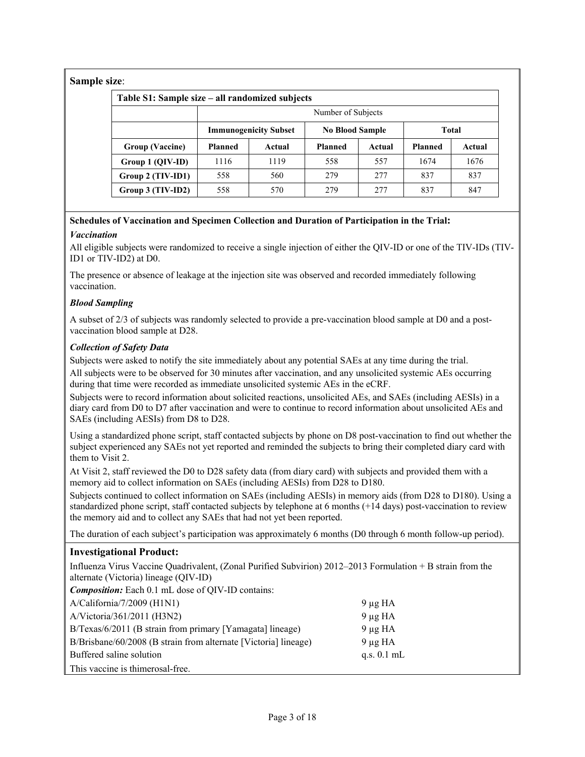**Sample size**:

| Table S1: Sample size – all randomized subjects | | | | | | |
|---|---|---|---|---|---|---|
| | Number of Subjects | | | | | |
| | Immunogenicity Subset | | No Blood Sample | | Total | |
| **Group (Vaccine)** | **Planned** | **Actual** | **Planned** | **Actual** | **Planned** | **Actual** |
| **Group 1 (QIV-ID)** | 1116 | 1119 | 558 | 557 | 1674 | 1676 |
| **Group 2 (TIV-ID1)** | 558 | 560 | 279 | 277 | 837 | 837 |
| **Group 3 (TIV-ID2)** | 558 | 570 | 279 | 277 | 837 | 847 |

**Schedules of Vaccination and Specimen Collection and Duration of Participation in the Trial:**

***Vaccination***

All eligible subjects were randomized to receive a single injection of either the QIV-ID or one of the TIV-IDs (TIV-ID1 or TIV-ID2) at D0.

The presence or absence of leakage at the injection site was observed and recorded immediately following vaccination.

***Blood Sampling***

A subset of 2/3 of subjects was randomly selected to provide a pre-vaccination blood sample at D0 and a post-vaccination blood sample at D28.

***Collection of Safety Data***

Subjects were asked to notify the site immediately about any potential SAEs at any time during the trial.

All subjects were to be observed for 30 minutes after vaccination, and any unsolicited systemic AEs occurring during that time were recorded as immediate unsolicited systemic AEs in the eCRF.

Subjects were to record information about solicited reactions, unsolicited AEs, and SAEs (including AESIs) in a diary card from D0 to D7 after vaccination and were to continue to record information about unsolicited AEs and SAEs (including AESIs) from D8 to D28.

Using a standardized phone script, staff contacted subjects by phone on D8 post-vaccination to find out whether the subject experienced any SAEs not yet reported and reminded the subjects to bring their completed diary card with them to Visit 2.

At Visit 2, staff reviewed the D0 to D28 safety data (from diary card) with subjects and provided them with a memory aid to collect information on SAEs (including AESIs) from D28 to D180.

Subjects continued to collect information on SAEs (including AESIs) in memory aids (from D28 to D180). Using a standardized phone script, staff contacted subjects by telephone at 6 months (+14 days) post-vaccination to review the memory aid and to collect any SAEs that had not yet been reported.

The duration of each subject's participation was approximately 6 months (D0 through 6 month follow-up period).

## Investigational Product:

Influenza Virus Vaccine Quadrivalent, (Zonal Purified Subvirion) 2012–2013 Formulation + B strain from the alternate (Victoria) lineage (QIV-ID)

***Composition:*** Each 0.1 mL dose of QIV-ID contains:

| | |
|---|---|
| A/California/7/2009 (H1N1) | 9 µg HA |
| A/Victoria/361/2011 (H3N2) | 9 µg HA |
| B/Texas/6/2011 (B strain from primary [Yamagata] lineage) | 9 µg HA |
| B/Brisbane/60/2008 (B strain from alternate [Victoria] lineage) | 9 µg HA |
| Buffered saline solution | q.s. 0.1 mL |

This vaccine is thimerosal-free.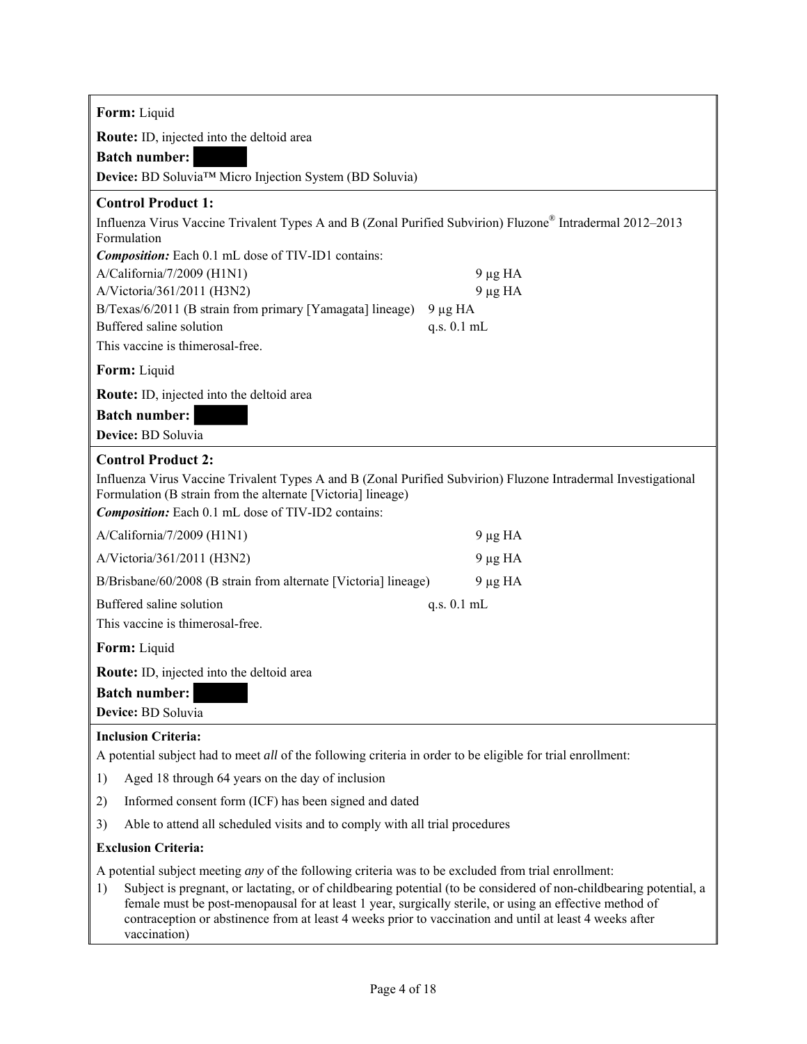**Form:** Liquid

**Route:** ID, injected into the deltoid area

**Batch number:** 

**Device:** BD Soluvia™ Micro Injection System (BD Soluvia)

**Control Product 1:**

Influenza Virus Vaccine Trivalent Types A and B (Zonal Purified Subvirion) Fluzone® Intradermal 2012–2013 Formulation

***Composition:*** Each 0.1 mL dose of TIV-ID1 contains:

| | |
|---|---|
| A/California/7/2009 (H1N1) | 9 µg HA |
| A/Victoria/361/2011 (H3N2) | 9 µg HA |
| B/Texas/6/2011 (B strain from primary [Yamagata] lineage) | 9 µg HA |
| Buffered saline solution | q.s. 0.1 mL |

This vaccine is thimerosal-free.

**Form:** Liquid

**Route:** ID, injected into the deltoid area

**Batch number:** 

**Device:** BD Soluvia

**Control Product 2:**

Influenza Virus Vaccine Trivalent Types A and B (Zonal Purified Subvirion) Fluzone Intradermal Investigational Formulation (B strain from the alternate [Victoria] lineage)

***Composition:*** Each 0.1 mL dose of TIV-ID2 contains:

| | |
|---|---|
| A/California/7/2009 (H1N1) | 9 µg HA |
| A/Victoria/361/2011 (H3N2) | 9 µg HA |
| B/Brisbane/60/2008 (B strain from alternate [Victoria] lineage) | 9 µg HA |
| Buffered saline solution | q.s. 0.1 mL |

This vaccine is thimerosal-free.

**Form:** Liquid

**Route:** ID, injected into the deltoid area

**Batch number:** 

**Device:** BD Soluvia

**Inclusion Criteria:**

A potential subject had to meet *all* of the following criteria in order to be eligible for trial enrollment:

1) Aged 18 through 64 years on the day of inclusion
2) Informed consent form (ICF) has been signed and dated
3) Able to attend all scheduled visits and to comply with all trial procedures

**Exclusion Criteria:**

A potential subject meeting *any* of the following criteria was to be excluded from trial enrollment:

1) Subject is pregnant, or lactating, or of childbearing potential (to be considered of non-childbearing potential, a female must be post-menopausal for at least 1 year, surgically sterile, or using an effective method of contraception or abstinence from at least 4 weeks prior to vaccination and until at least 4 weeks after vaccination)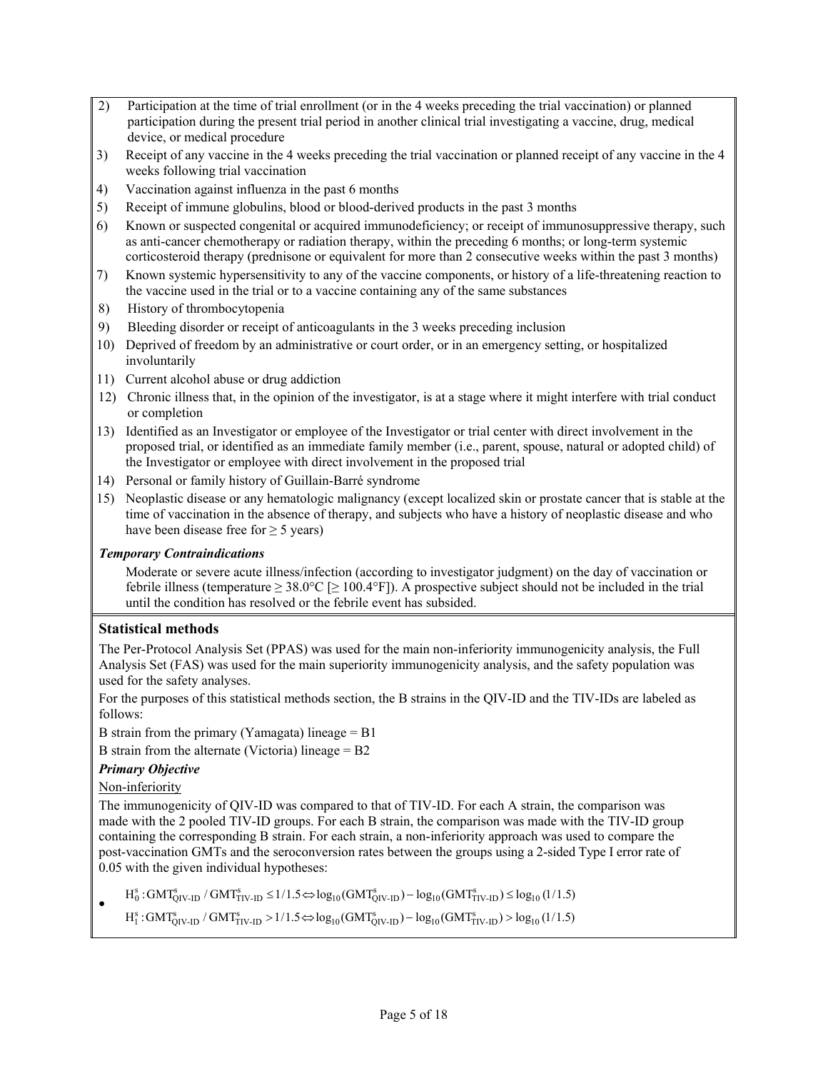2) Participation at the time of trial enrollment (or in the 4 weeks preceding the trial vaccination) or planned participation during the present trial period in another clinical trial investigating a vaccine, drug, medical device, or medical procedure
3) Receipt of any vaccine in the 4 weeks preceding the trial vaccination or planned receipt of any vaccine in the 4 weeks following trial vaccination
4) Vaccination against influenza in the past 6 months
5) Receipt of immune globulins, blood or blood-derived products in the past 3 months
6) Known or suspected congenital or acquired immunodeficiency; or receipt of immunosuppressive therapy, such as anti-cancer chemotherapy or radiation therapy, within the preceding 6 months; or long-term systemic corticosteroid therapy (prednisone or equivalent for more than 2 consecutive weeks within the past 3 months)
7) Known systemic hypersensitivity to any of the vaccine components, or history of a life-threatening reaction to the vaccine used in the trial or to a vaccine containing any of the same substances
8) History of thrombocytopenia
9) Bleeding disorder or receipt of anticoagulants in the 3 weeks preceding inclusion
10) Deprived of freedom by an administrative or court order, or in an emergency setting, or hospitalized involuntarily
11) Current alcohol abuse or drug addiction
12) Chronic illness that, in the opinion of the investigator, is at a stage where it might interfere with trial conduct or completion
13) Identified as an Investigator or employee of the Investigator or trial center with direct involvement in the proposed trial, or identified as an immediate family member (i.e., parent, spouse, natural or adopted child) of the Investigator or employee with direct involvement in the proposed trial
14) Personal or family history of Guillain-Barré syndrome
15) Neoplastic disease or any hematologic malignancy (except localized skin or prostate cancer that is stable at the time of vaccination in the absence of therapy, and subjects who have a history of neoplastic disease and who have been disease free for ≥ 5 years)

***Temporary Contraindications***

Moderate or severe acute illness/infection (according to investigator judgment) on the day of vaccination or febrile illness (temperature ≥ 38.0°C [≥ 100.4°F]). A prospective subject should not be included in the trial until the condition has resolved or the febrile event has subsided.

### Statistical methods

The Per-Protocol Analysis Set (PPAS) was used for the main non-inferiority immunogenicity analysis, the Full Analysis Set (FAS) was used for the main superiority immunogenicity analysis, and the safety population was used for the safety analyses.

For the purposes of this statistical methods section, the B strains in the QIV-ID and the TIV-IDs are labeled as follows:

B strain from the primary (Yamagata) lineage = B1

B strain from the alternate (Victoria) lineage = B2

***Primary Objective***

Non-inferiority

The immunogenicity of QIV-ID was compared to that of TIV-ID. For each A strain, the comparison was made with the 2 pooled TIV-ID groups. For each B strain, the comparison was made with the TIV-ID group containing the corresponding B strain. For each strain, a non-inferiority approach was used to compare the post-vaccination GMTs and the seroconversion rates between the groups using a 2-sided Type I error rate of 0.05 with the given individual hypotheses:

- $H_0^s: GMT^s_{QIV\text{-}ID} / GMT^s_{TIV\text{-}ID} \leq 1/1.5 \Leftrightarrow \log_{10}(GMT^s_{QIV\text{-}ID}) - \log_{10}(GMT^s_{TIV\text{-}ID}) \leq \log_{10}(1/1.5)$

  $H_1^s: GMT^s_{QIV\text{-}ID} / GMT^s_{TIV\text{-}ID} > 1/1.5 \Leftrightarrow \log_{10}(GMT^s_{QIV\text{-}ID}) - \log_{10}(GMT^s_{TIV\text{-}ID}) > \log_{10}(1/1.5)$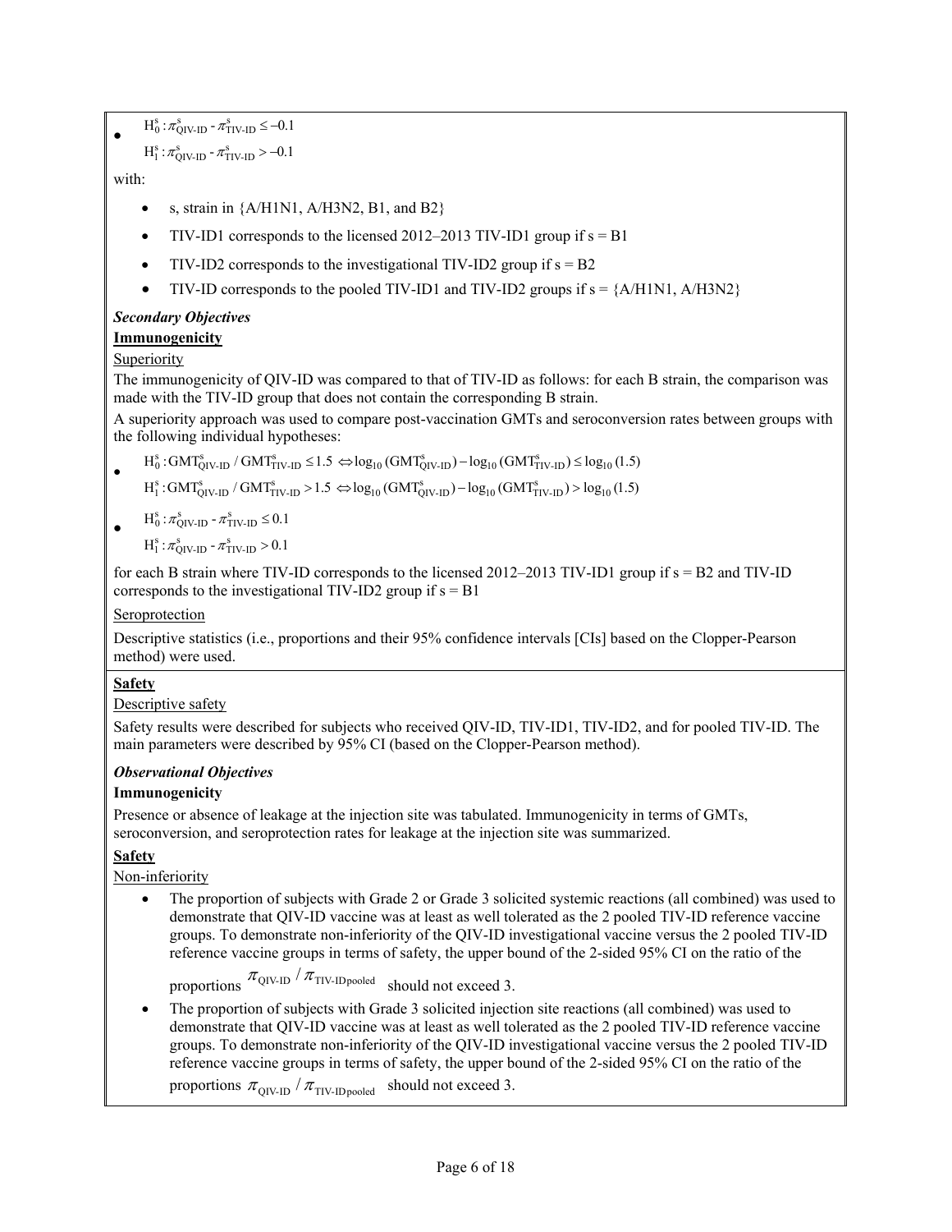- $H_0^s : \pi_{QIV\text{-}ID}^s - \pi_{TIV\text{-}ID}^s \leq -0.1$

  $H_1^s : \pi_{QIV\text{-}ID}^s - \pi_{TIV\text{-}ID}^s > -0.1$

with:

- s, strain in {A/H1N1, A/H3N2, B1, and B2}
- TIV-ID1 corresponds to the licensed 2012–2013 TIV-ID1 group if s = B1
- TIV-ID2 corresponds to the investigational TIV-ID2 group if s = B2
- TIV-ID corresponds to the pooled TIV-ID1 and TIV-ID2 groups if s = {A/H1N1, A/H3N2}

***Secondary Objectives***

**Immunogenicity**

Superiority

The immunogenicity of QIV-ID was compared to that of TIV-ID as follows: for each B strain, the comparison was made with the TIV-ID group that does not contain the corresponding B strain.

A superiority approach was used to compare post-vaccination GMTs and seroconversion rates between groups with the following individual hypotheses:

- $H_0^s : GMT_{QIV\text{-}ID}^s / GMT_{TIV\text{-}ID}^s \leq 1.5 \Leftrightarrow \log_{10}(GMT_{QIV\text{-}ID}^s) - \log_{10}(GMT_{TIV\text{-}ID}^s) \leq \log_{10}(1.5)$

  $H_1^s : GMT_{QIV\text{-}ID}^s / GMT_{TIV\text{-}ID}^s > 1.5 \Leftrightarrow \log_{10}(GMT_{QIV\text{-}ID}^s) - \log_{10}(GMT_{TIV\text{-}ID}^s) > \log_{10}(1.5)$

- $H_0^s : \pi_{QIV\text{-}ID}^s - \pi_{TIV\text{-}ID}^s \leq 0.1$

  $H_1^s : \pi_{QIV\text{-}ID}^s - \pi_{TIV\text{-}ID}^s > 0.1$

for each B strain where TIV-ID corresponds to the licensed 2012–2013 TIV-ID1 group if s = B2 and TIV-ID corresponds to the investigational TIV-ID2 group if s = B1

Seroprotection

Descriptive statistics (i.e., proportions and their 95% confidence intervals [CIs] based on the Clopper-Pearson method) were used.

**Safety**

Descriptive safety

Safety results were described for subjects who received QIV-ID, TIV-ID1, TIV-ID2, and for pooled TIV-ID. The main parameters were described by 95% CI (based on the Clopper-Pearson method).

***Observational Objectives***

**Immunogenicity**

Presence or absence of leakage at the injection site was tabulated. Immunogenicity in terms of GMTs, seroconversion, and seroprotection rates for leakage at the injection site was summarized.

**Safety**

Non-inferiority

- The proportion of subjects with Grade 2 or Grade 3 solicited systemic reactions (all combined) was used to demonstrate that QIV-ID vaccine was at least as well tolerated as the 2 pooled TIV-ID reference vaccine groups. To demonstrate non-inferiority of the QIV-ID investigational vaccine versus the 2 pooled TIV-ID reference vaccine groups in terms of safety, the upper bound of the 2-sided 95% CI on the ratio of the proportions $\pi_{QIV\text{-}ID} / \pi_{TIV\text{-}ID pooled}$ should not exceed 3.
- The proportion of subjects with Grade 3 solicited injection site reactions (all combined) was used to demonstrate that QIV-ID vaccine was at least as well tolerated as the 2 pooled TIV-ID reference vaccine groups. To demonstrate non-inferiority of the QIV-ID investigational vaccine versus the 2 pooled TIV-ID reference vaccine groups in terms of safety, the upper bound of the 2-sided 95% CI on the ratio of the proportions $\pi_{QIV\text{-}ID} / \pi_{TIV\text{-}ID pooled}$ should not exceed 3.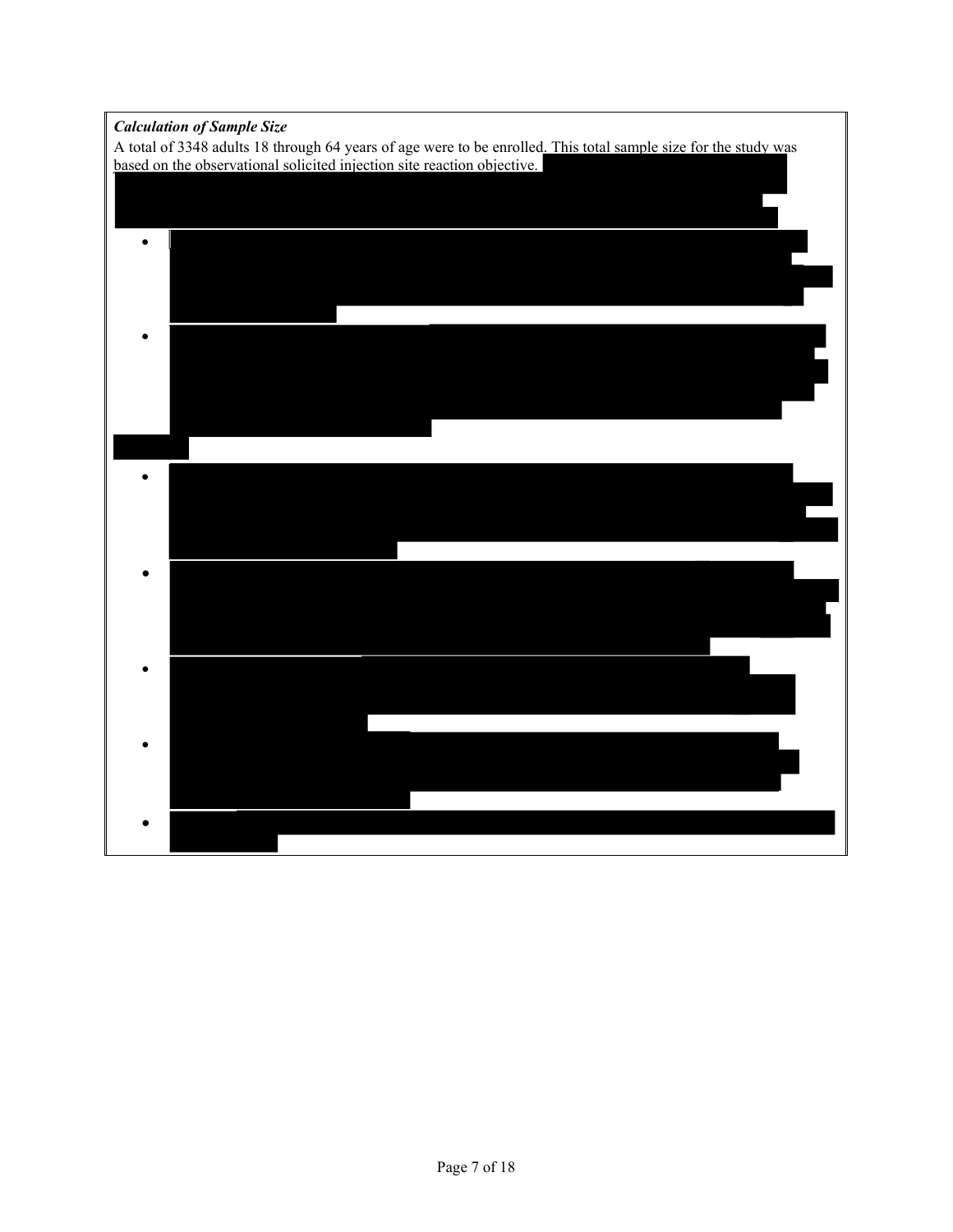***Calculation of Sample Size***

A total of 3348 adults 18 through 64 years of age were to be enrolled. This total sample size for the study was based on the observational solicited injection site reaction objective.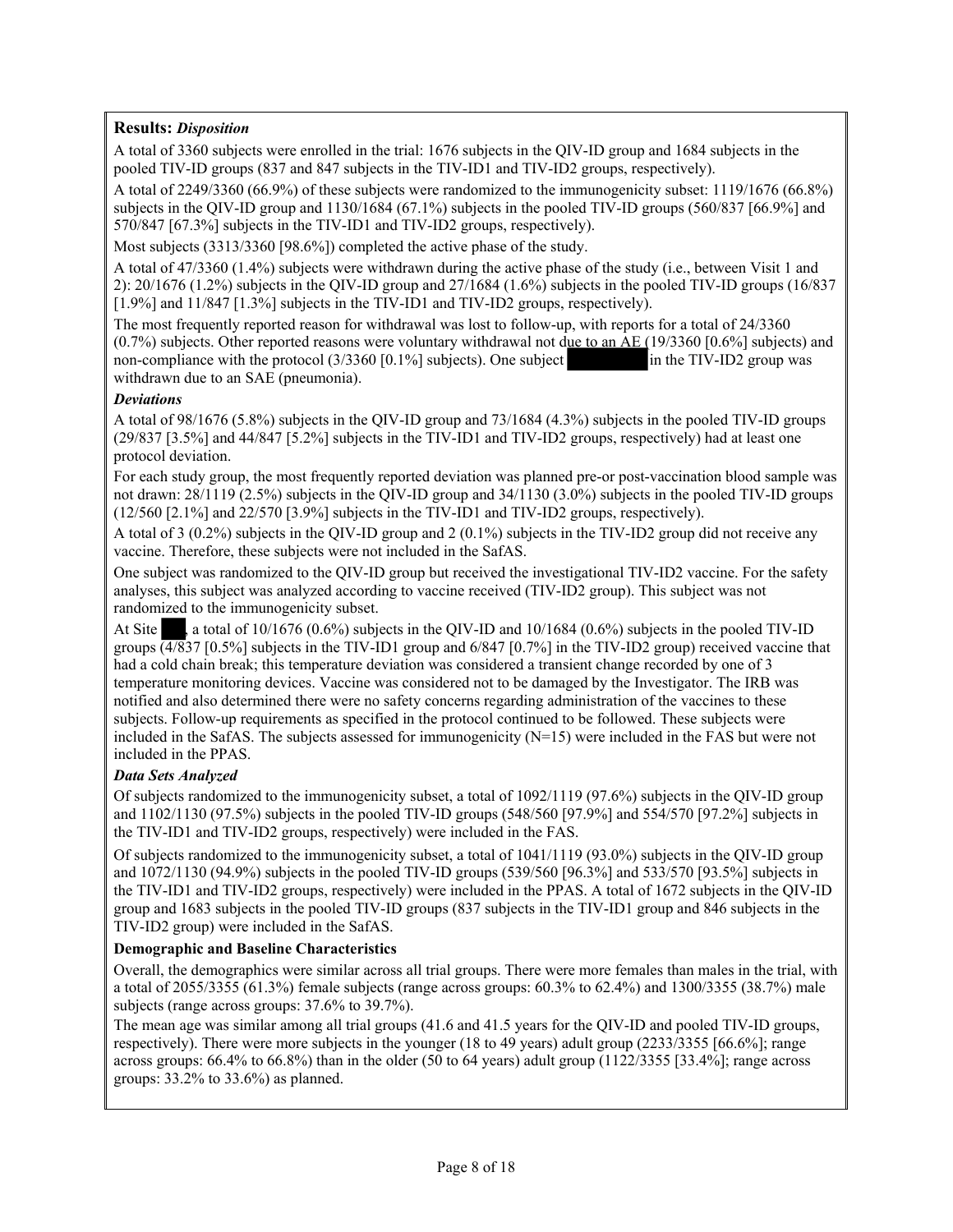**Results:** ***Disposition***

A total of 3360 subjects were enrolled in the trial: 1676 subjects in the QIV-ID group and 1684 subjects in the pooled TIV-ID groups (837 and 847 subjects in the TIV-ID1 and TIV-ID2 groups, respectively).

A total of 2249/3360 (66.9%) of these subjects were randomized to the immunogenicity subset: 1119/1676 (66.8%) subjects in the QIV-ID group and 1130/1684 (67.1%) subjects in the pooled TIV-ID groups (560/837 [66.9%] and 570/847 [67.3%] subjects in the TIV-ID1 and TIV-ID2 groups, respectively).

Most subjects (3313/3360 [98.6%]) completed the active phase of the study.

A total of 47/3360 (1.4%) subjects were withdrawn during the active phase of the study (i.e., between Visit 1 and 2): 20/1676 (1.2%) subjects in the QIV-ID group and 27/1684 (1.6%) subjects in the pooled TIV-ID groups (16/837 [1.9%] and 11/847 [1.3%] subjects in the TIV-ID1 and TIV-ID2 groups, respectively).

The most frequently reported reason for withdrawal was lost to follow-up, with reports for a total of 24/3360 (0.7%) subjects. Other reported reasons were voluntary withdrawal not due to an AE (19/3360 [0.6%] subjects) and non-compliance with the protocol (3/3360 [0.1%] subjects). One subject [redacted] in the TIV-ID2 group was withdrawn due to an SAE (pneumonia).

***Deviations***

A total of 98/1676 (5.8%) subjects in the QIV-ID group and 73/1684 (4.3%) subjects in the pooled TIV-ID groups (29/837 [3.5%] and 44/847 [5.2%] subjects in the TIV-ID1 and TIV-ID2 groups, respectively) had at least one protocol deviation.

For each study group, the most frequently reported deviation was planned pre-or post-vaccination blood sample was not drawn: 28/1119 (2.5%) subjects in the QIV-ID group and 34/1130 (3.0%) subjects in the pooled TIV-ID groups (12/560 [2.1%] and 22/570 [3.9%] subjects in the TIV-ID1 and TIV-ID2 groups, respectively).

A total of 3 (0.2%) subjects in the QIV-ID group and 2 (0.1%) subjects in the TIV-ID2 group did not receive any vaccine. Therefore, these subjects were not included in the SafAS.

One subject was randomized to the QIV-ID group but received the investigational TIV-ID2 vaccine. For the safety analyses, this subject was analyzed according to vaccine received (TIV-ID2 group). This subject was not randomized to the immunogenicity subset.

At Site [redacted], a total of 10/1676 (0.6%) subjects in the QIV-ID and 10/1684 (0.6%) subjects in the pooled TIV-ID groups (4/837 [0.5%] subjects in the TIV-ID1 group and 6/847 [0.7%] in the TIV-ID2 group) received vaccine that had a cold chain break; this temperature deviation was considered a transient change recorded by one of 3 temperature monitoring devices. Vaccine was considered not to be damaged by the Investigator. The IRB was notified and also determined there were no safety concerns regarding administration of the vaccines to these subjects. Follow-up requirements as specified in the protocol continued to be followed. These subjects were included in the SafAS. The subjects assessed for immunogenicity (N=15) were included in the FAS but were not included in the PPAS.

***Data Sets Analyzed***

Of subjects randomized to the immunogenicity subset, a total of 1092/1119 (97.6%) subjects in the QIV-ID group and 1102/1130 (97.5%) subjects in the pooled TIV-ID groups (548/560 [97.9%] and 554/570 [97.2%] subjects in the TIV-ID1 and TIV-ID2 groups, respectively) were included in the FAS.

Of subjects randomized to the immunogenicity subset, a total of 1041/1119 (93.0%) subjects in the QIV-ID group and 1072/1130 (94.9%) subjects in the pooled TIV-ID groups (539/560 [96.3%] and 533/570 [93.5%] subjects in the TIV-ID1 and TIV-ID2 groups, respectively) were included in the PPAS. A total of 1672 subjects in the QIV-ID group and 1683 subjects in the pooled TIV-ID groups (837 subjects in the TIV-ID1 group and 846 subjects in the TIV-ID2 group) were included in the SafAS.

**Demographic and Baseline Characteristics**

Overall, the demographics were similar across all trial groups. There were more females than males in the trial, with a total of 2055/3355 (61.3%) female subjects (range across groups: 60.3% to 62.4%) and 1300/3355 (38.7%) male subjects (range across groups: 37.6% to 39.7%).

The mean age was similar among all trial groups (41.6 and 41.5 years for the QIV-ID and pooled TIV-ID groups, respectively). There were more subjects in the younger (18 to 49 years) adult group (2233/3355 [66.6%]; range across groups: 66.4% to 66.8%) than in the older (50 to 64 years) adult group (1122/3355 [33.4%]; range across groups: 33.2% to 33.6%) as planned.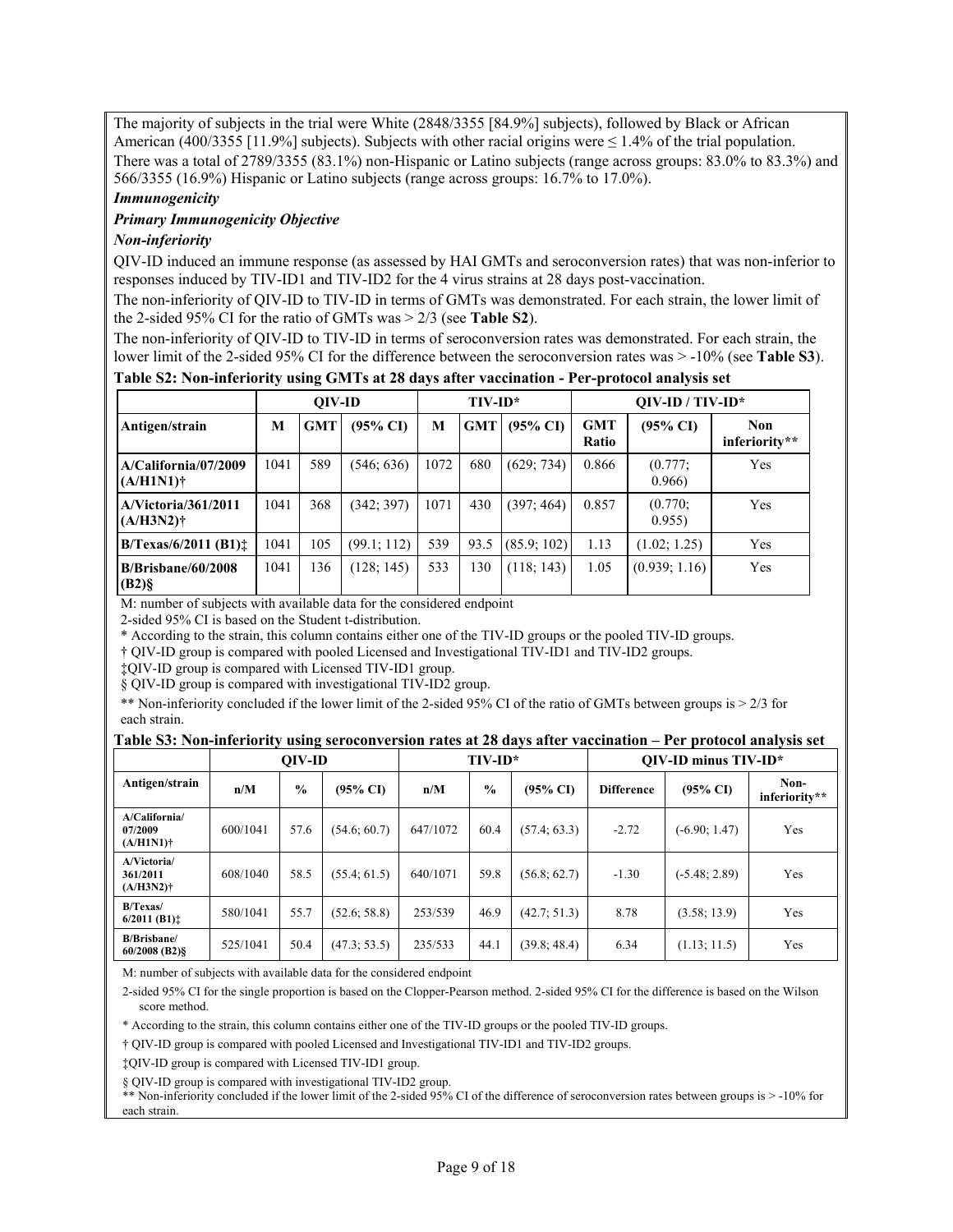The majority of subjects in the trial were White (2848/3355 [84.9%] subjects), followed by Black or African American (400/3355 [11.9%] subjects). Subjects with other racial origins were ≤ 1.4% of the trial population. There was a total of 2789/3355 (83.1%) non-Hispanic or Latino subjects (range across groups: 83.0% to 83.3%) and 566/3355 (16.9%) Hispanic or Latino subjects (range across groups: 16.7% to 17.0%).

***Immunogenicity***

***Primary Immunogenicity Objective***

***Non-inferiority***

QIV-ID induced an immune response (as assessed by HAI GMTs and seroconversion rates) that was non-inferior to responses induced by TIV-ID1 and TIV-ID2 for the 4 virus strains at 28 days post-vaccination.

The non-inferiority of QIV-ID to TIV-ID in terms of GMTs was demonstrated. For each strain, the lower limit of the 2-sided 95% CI for the ratio of GMTs was > 2/3 (see **Table S2**).

The non-inferiority of QIV-ID to TIV-ID in terms of seroconversion rates was demonstrated. For each strain, the lower limit of the 2-sided 95% CI for the difference between the seroconversion rates was > -10% (see **Table S3**).

**Table S2: Non-inferiority using GMTs at 28 days after vaccination - Per-protocol analysis set**

| | QIV-ID | | | TIV-ID* | | | QIV-ID / TIV-ID* | | |
|---|---|---|---|---|---|---|---|---|---|
| **Antigen/strain** | **M** | **GMT** | **(95% CI)** | **M** | **GMT** | **(95% CI)** | **GMT Ratio** | **(95% CI)** | **Non inferiority\*\*** |
| **A/California/07/2009 (A/H1N1)†** | 1041 | 589 | (546; 636) | 1072 | 680 | (629; 734) | 0.866 | (0.777; 0.966) | Yes |
| **A/Victoria/361/2011 (A/H3N2)†** | 1041 | 368 | (342; 397) | 1071 | 430 | (397; 464) | 0.857 | (0.770; 0.955) | Yes |
| **B/Texas/6/2011 (B1)‡** | 1041 | 105 | (99.1; 112) | 539 | 93.5 | (85.9; 102) | 1.13 | (1.02; 1.25) | Yes |
| **B/Brisbane/60/2008 (B2)§** | 1041 | 136 | (128; 145) | 533 | 130 | (118; 143) | 1.05 | (0.939; 1.16) | Yes |

M: number of subjects with available data for the considered endpoint

2-sided 95% CI is based on the Student t-distribution.

* According to the strain, this column contains either one of the TIV-ID groups or the pooled TIV-ID groups.

† QIV-ID group is compared with pooled Licensed and Investigational TIV-ID1 and TIV-ID2 groups.

‡QIV-ID group is compared with Licensed TIV-ID1 group.

§ QIV-ID group is compared with investigational TIV-ID2 group.

** Non-inferiority concluded if the lower limit of the 2-sided 95% CI of the ratio of GMTs between groups is > 2/3 for each strain.

**Table S3: Non-inferiority using seroconversion rates at 28 days after vaccination – Per protocol analysis set**

| | QIV-ID | | | TIV-ID* | | | QIV-ID minus TIV-ID* | | |
|---|---|---|---|---|---|---|---|---|---|
| **Antigen/strain** | **n/M** | **%** | **(95% CI)** | **n/M** | **%** | **(95% CI)** | **Difference** | **(95% CI)** | **Non-inferiority\*\*** |
| **A/California/ 07/2009 (A/H1N1)†** | 600/1041 | 57.6 | (54.6; 60.7) | 647/1072 | 60.4 | (57.4; 63.3) | -2.72 | (-6.90; 1.47) | Yes |
| **A/Victoria/ 361/2011 (A/H3N2)†** | 608/1040 | 58.5 | (55.4; 61.5) | 640/1071 | 59.8 | (56.8; 62.7) | -1.30 | (-5.48; 2.89) | Yes |
| **B/Texas/ 6/2011 (B1)‡** | 580/1041 | 55.7 | (52.6; 58.8) | 253/539 | 46.9 | (42.7; 51.3) | 8.78 | (3.58; 13.9) | Yes |
| **B/Brisbane/ 60/2008 (B2)§** | 525/1041 | 50.4 | (47.3; 53.5) | 235/533 | 44.1 | (39.8; 48.4) | 6.34 | (1.13; 11.5) | Yes |

M: number of subjects with available data for the considered endpoint

2-sided 95% CI for the single proportion is based on the Clopper-Pearson method. 2-sided 95% CI for the difference is based on the Wilson score method.

* According to the strain, this column contains either one of the TIV-ID groups or the pooled TIV-ID groups.

† QIV-ID group is compared with pooled Licensed and Investigational TIV-ID1 and TIV-ID2 groups.

‡QIV-ID group is compared with Licensed TIV-ID1 group.

§ QIV-ID group is compared with investigational TIV-ID2 group.

** Non-inferiority concluded if the lower limit of the 2-sided 95% CI of the difference of seroconversion rates between groups is > -10% for each strain.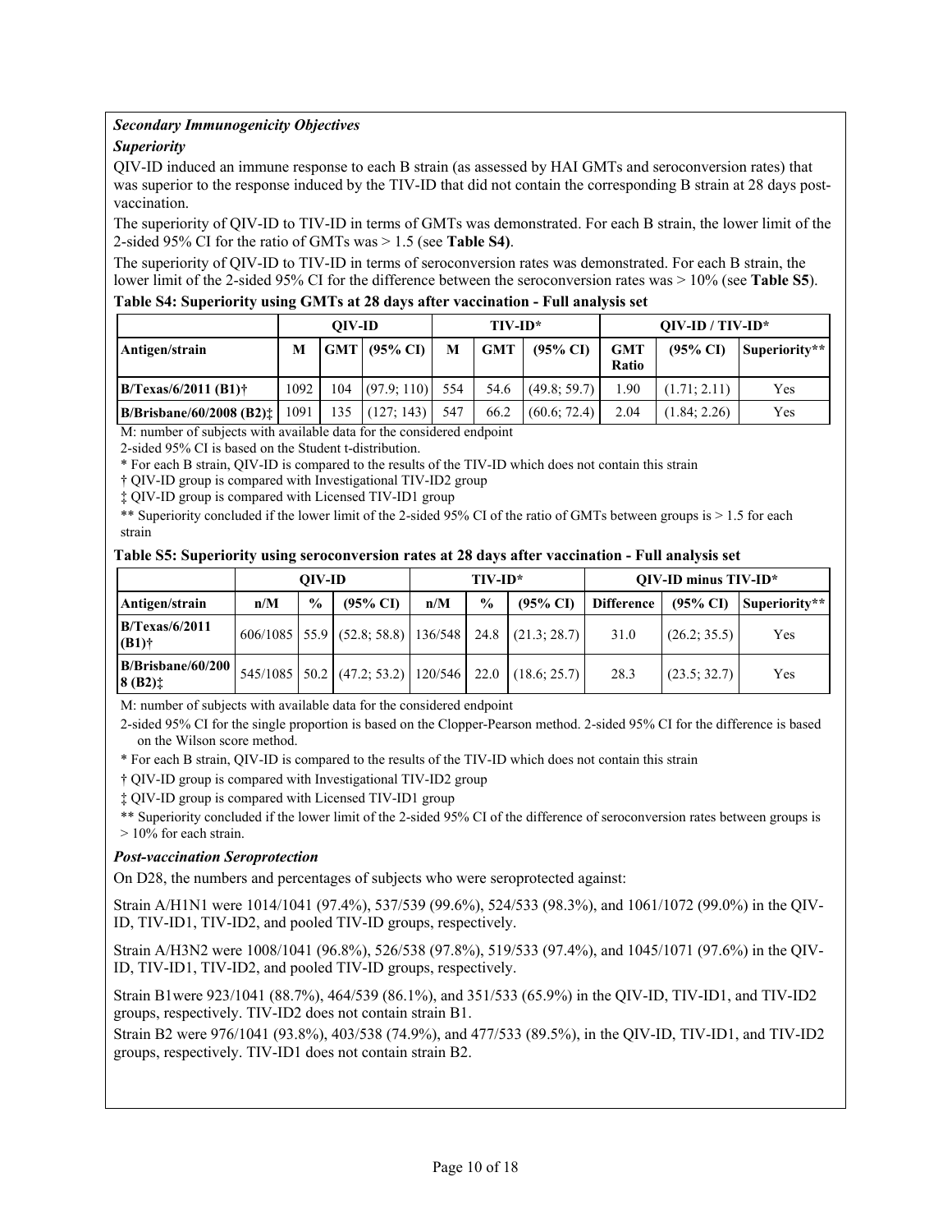***Secondary Immunogenicity Objectives***

***Superiority***

QIV-ID induced an immune response to each B strain (as assessed by HAI GMTs and seroconversion rates) that was superior to the response induced by the TIV-ID that did not contain the corresponding B strain at 28 days post-vaccination.

The superiority of QIV-ID to TIV-ID in terms of GMTs was demonstrated. For each B strain, the lower limit of the 2-sided 95% CI for the ratio of GMTs was > 1.5 (see **Table S4)**.

The superiority of QIV-ID to TIV-ID in terms of seroconversion rates was demonstrated. For each B strain, the lower limit of the 2-sided 95% CI for the difference between the seroconversion rates was > 10% (see **Table S5**).

**Table S4: Superiority using GMTs at 28 days after vaccination - Full analysis set**

| | QIV-ID | | | TIV-ID* | | | QIV-ID / TIV-ID* | | |
|---|---|---|---|---|---|---|---|---|---|
| **Antigen/strain** | **M** | **GMT** | **(95% CI)** | **M** | **GMT** | **(95% CI)** | **GMT Ratio** | **(95% CI)** | **Superiority\*\*** |
| **B/Texas/6/2011 (B1)†** | 1092 | 104 | (97.9; 110) | 554 | 54.6 | (49.8; 59.7) | 1.90 | (1.71; 2.11) | Yes |
| **B/Brisbane/60/2008 (B2)‡** | 1091 | 135 | (127; 143) | 547 | 66.2 | (60.6; 72.4) | 2.04 | (1.84; 2.26) | Yes |

M: number of subjects with available data for the considered endpoint

2-sided 95% CI is based on the Student t-distribution.

* For each B strain, QIV-ID is compared to the results of the TIV-ID which does not contain this strain

† QIV-ID group is compared with Investigational TIV-ID2 group

‡ QIV-ID group is compared with Licensed TIV-ID1 group

** Superiority concluded if the lower limit of the 2-sided 95% CI of the ratio of GMTs between groups is > 1.5 for each strain

**Table S5: Superiority using seroconversion rates at 28 days after vaccination - Full analysis set**

| | QIV-ID | | | TIV-ID* | | | QIV-ID minus TIV-ID* | | |
|---|---|---|---|---|---|---|---|---|---|
| **Antigen/strain** | **n/M** | **%** | **(95% CI)** | **n/M** | **%** | **(95% CI)** | **Difference** | **(95% CI)** | **Superiority\*\*** |
| **B/Texas/6/2011 (B1)†** | 606/1085 | 55.9 | (52.8; 58.8) | 136/548 | 24.8 | (21.3; 28.7) | 31.0 | (26.2; 35.5) | Yes |
| **B/Brisbane/60/2008 (B2)‡** | 545/1085 | 50.2 | (47.2; 53.2) | 120/546 | 22.0 | (18.6; 25.7) | 28.3 | (23.5; 32.7) | Yes |

M: number of subjects with available data for the considered endpoint

2-sided 95% CI for the single proportion is based on the Clopper-Pearson method. 2-sided 95% CI for the difference is based on the Wilson score method.

* For each B strain, QIV-ID is compared to the results of the TIV-ID which does not contain this strain

† QIV-ID group is compared with Investigational TIV-ID2 group

‡ QIV-ID group is compared with Licensed TIV-ID1 group

** Superiority concluded if the lower limit of the 2-sided 95% CI of the difference of seroconversion rates between groups is > 10% for each strain.

***Post-vaccination Seroprotection***

On D28, the numbers and percentages of subjects who were seroprotected against:

Strain A/H1N1 were 1014/1041 (97.4%), 537/539 (99.6%), 524/533 (98.3%), and 1061/1072 (99.0%) in the QIV-ID, TIV-ID1, TIV-ID2, and pooled TIV-ID groups, respectively.

Strain A/H3N2 were 1008/1041 (96.8%), 526/538 (97.8%), 519/533 (97.4%), and 1045/1071 (97.6%) in the QIV-ID, TIV-ID1, TIV-ID2, and pooled TIV-ID groups, respectively.

Strain B1were 923/1041 (88.7%), 464/539 (86.1%), and 351/533 (65.9%) in the QIV-ID, TIV-ID1, and TIV-ID2 groups, respectively. TIV-ID2 does not contain strain B1.

Strain B2 were 976/1041 (93.8%), 403/538 (74.9%), and 477/533 (89.5%), in the QIV-ID, TIV-ID1, and TIV-ID2 groups, respectively. TIV-ID1 does not contain strain B2.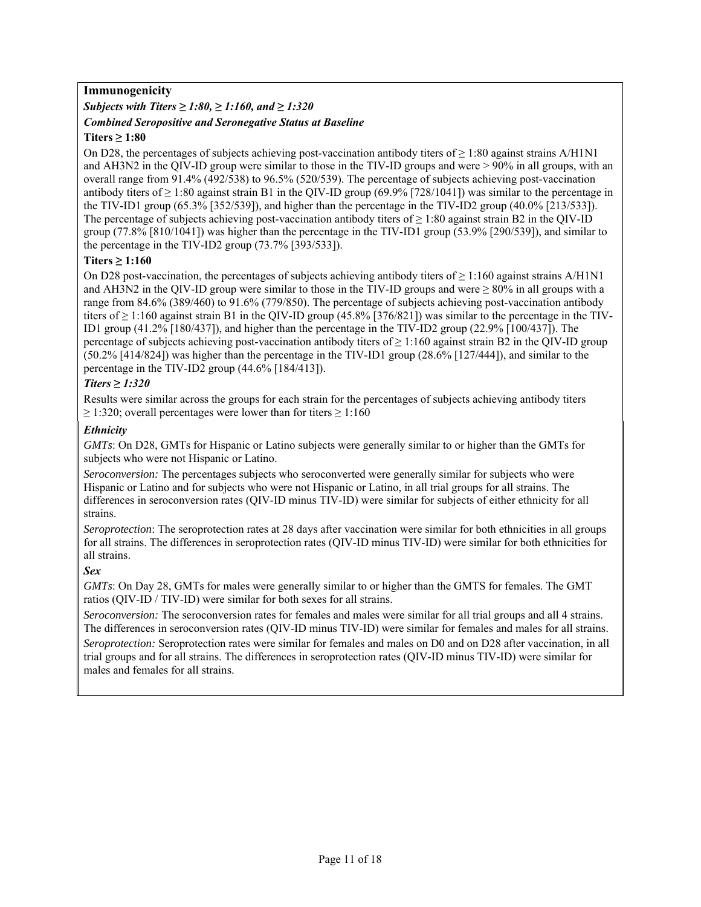**Immunogenicity**

***Subjects with Titers ≥ 1:80, ≥ 1:160, and ≥ 1:320***

***Combined Seropositive and Seronegative Status at Baseline***

**Titers ≥ 1:80**

On D28, the percentages of subjects achieving post-vaccination antibody titers of ≥ 1:80 against strains A/H1N1 and AH3N2 in the QIV-ID group were similar to those in the TIV-ID groups and were > 90% in all groups, with an overall range from 91.4% (492/538) to 96.5% (520/539). The percentage of subjects achieving post-vaccination antibody titers of ≥ 1:80 against strain B1 in the QIV-ID group (69.9% [728/1041]) was similar to the percentage in the TIV-ID1 group (65.3% [352/539]), and higher than the percentage in the TIV-ID2 group (40.0% [213/533]). The percentage of subjects achieving post-vaccination antibody titers of ≥ 1:80 against strain B2 in the QIV-ID group (77.8% [810/1041]) was higher than the percentage in the TIV-ID1 group (53.9% [290/539]), and similar to the percentage in the TIV-ID2 group (73.7% [393/533]).

**Titers ≥ 1:160**

On D28 post-vaccination, the percentages of subjects achieving antibody titers of ≥ 1:160 against strains A/H1N1 and AH3N2 in the QIV-ID group were similar to those in the TIV-ID groups and were ≥ 80% in all groups with a range from 84.6% (389/460) to 91.6% (779/850). The percentage of subjects achieving post-vaccination antibody titers of ≥ 1:160 against strain B1 in the QIV-ID group (45.8% [376/821]) was similar to the percentage in the TIV-ID1 group (41.2% [180/437]), and higher than the percentage in the TIV-ID2 group (22.9% [100/437]). The percentage of subjects achieving post-vaccination antibody titers of ≥ 1:160 against strain B2 in the QIV-ID group (50.2% [414/824]) was higher than the percentage in the TIV-ID1 group (28.6% [127/444]), and similar to the percentage in the TIV-ID2 group (44.6% [184/413]).

***Titers ≥ 1:320***

Results were similar across the groups for each strain for the percentages of subjects achieving antibody titers ≥ 1:320; overall percentages were lower than for titers ≥ 1:160

***Ethnicity***

*GMTs*: On D28, GMTs for Hispanic or Latino subjects were generally similar to or higher than the GMTs for subjects who were not Hispanic or Latino.

*Seroconversion:* The percentages subjects who seroconverted were generally similar for subjects who were Hispanic or Latino and for subjects who were not Hispanic or Latino, in all trial groups for all strains. The differences in seroconversion rates (QIV-ID minus TIV-ID) were similar for subjects of either ethnicity for all strains.

*Seroprotection*: The seroprotection rates at 28 days after vaccination were similar for both ethnicities in all groups for all strains. The differences in seroprotection rates (QIV-ID minus TIV-ID) were similar for both ethnicities for all strains.

***Sex***

*GMTs*: On Day 28, GMTs for males were generally similar to or higher than the GMTS for females. The GMT ratios (QIV-ID / TIV-ID) were similar for both sexes for all strains.

*Seroconversion:* The seroconversion rates for females and males were similar for all trial groups and all 4 strains. The differences in seroconversion rates (QIV-ID minus TIV-ID) were similar for females and males for all strains.

*Seroprotection:* Seroprotection rates were similar for females and males on D0 and on D28 after vaccination, in all trial groups and for all strains. The differences in seroprotection rates (QIV-ID minus TIV-ID) were similar for males and females for all strains.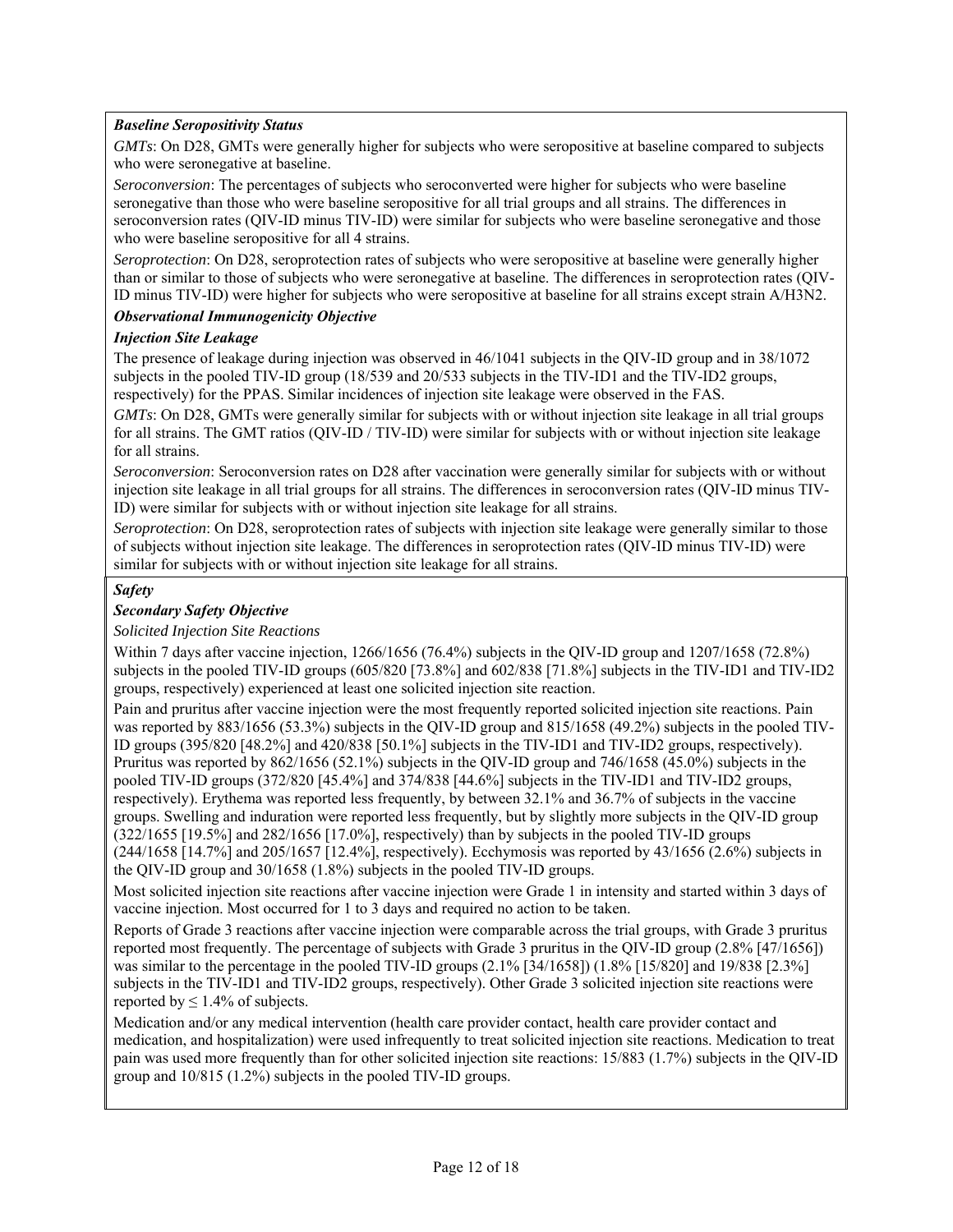***Baseline Seropositivity Status***

*GMTs*: On D28, GMTs were generally higher for subjects who were seropositive at baseline compared to subjects who were seronegative at baseline.

*Seroconversion*: The percentages of subjects who seroconverted were higher for subjects who were baseline seronegative than those who were baseline seropositive for all trial groups and all strains. The differences in seroconversion rates (QIV-ID minus TIV-ID) were similar for subjects who were baseline seronegative and those who were baseline seropositive for all 4 strains.

*Seroprotection*: On D28, seroprotection rates of subjects who were seropositive at baseline were generally higher than or similar to those of subjects who were seronegative at baseline. The differences in seroprotection rates (QIV-ID minus TIV-ID) were higher for subjects who were seropositive at baseline for all strains except strain A/H3N2.

***Observational Immunogenicity Objective***

***Injection Site Leakage***

The presence of leakage during injection was observed in 46/1041 subjects in the QIV-ID group and in 38/1072 subjects in the pooled TIV-ID group (18/539 and 20/533 subjects in the TIV-ID1 and the TIV-ID2 groups, respectively) for the PPAS. Similar incidences of injection site leakage were observed in the FAS.

*GMTs*: On D28, GMTs were generally similar for subjects with or without injection site leakage in all trial groups for all strains. The GMT ratios (QIV-ID / TIV-ID) were similar for subjects with or without injection site leakage for all strains.

*Seroconversion*: Seroconversion rates on D28 after vaccination were generally similar for subjects with or without injection site leakage in all trial groups for all strains. The differences in seroconversion rates (QIV-ID minus TIV-ID) were similar for subjects with or without injection site leakage for all strains.

*Seroprotection*: On D28, seroprotection rates of subjects with injection site leakage were generally similar to those of subjects without injection site leakage. The differences in seroprotection rates (QIV-ID minus TIV-ID) were similar for subjects with or without injection site leakage for all strains.

***Safety***

***Secondary Safety Objective***

*Solicited Injection Site Reactions*

Within 7 days after vaccine injection, 1266/1656 (76.4%) subjects in the QIV-ID group and 1207/1658 (72.8%) subjects in the pooled TIV-ID groups (605/820 [73.8%] and 602/838 [71.8%] subjects in the TIV-ID1 and TIV-ID2 groups, respectively) experienced at least one solicited injection site reaction.

Pain and pruritus after vaccine injection were the most frequently reported solicited injection site reactions. Pain was reported by 883/1656 (53.3%) subjects in the QIV-ID group and 815/1658 (49.2%) subjects in the pooled TIV-ID groups (395/820 [48.2%] and 420/838 [50.1%] subjects in the TIV-ID1 and TIV-ID2 groups, respectively). Pruritus was reported by 862/1656 (52.1%) subjects in the QIV-ID group and 746/1658 (45.0%) subjects in the pooled TIV-ID groups (372/820 [45.4%] and 374/838 [44.6%] subjects in the TIV-ID1 and TIV-ID2 groups, respectively). Erythema was reported less frequently, by between 32.1% and 36.7% of subjects in the vaccine groups. Swelling and induration were reported less frequently, but by slightly more subjects in the QIV-ID group (322/1655 [19.5%] and 282/1656 [17.0%], respectively) than by subjects in the pooled TIV-ID groups (244/1658 [14.7%] and 205/1657 [12.4%], respectively). Ecchymosis was reported by 43/1656 (2.6%) subjects in the QIV-ID group and 30/1658 (1.8%) subjects in the pooled TIV-ID groups.

Most solicited injection site reactions after vaccine injection were Grade 1 in intensity and started within 3 days of vaccine injection. Most occurred for 1 to 3 days and required no action to be taken.

Reports of Grade 3 reactions after vaccine injection were comparable across the trial groups, with Grade 3 pruritus reported most frequently. The percentage of subjects with Grade 3 pruritus in the QIV-ID group (2.8% [47/1656]) was similar to the percentage in the pooled TIV-ID groups (2.1% [34/1658]) (1.8% [15/820] and 19/838 [2.3%] subjects in the TIV-ID1 and TIV-ID2 groups, respectively). Other Grade 3 solicited injection site reactions were reported by ≤ 1.4% of subjects.

Medication and/or any medical intervention (health care provider contact, health care provider contact and medication, and hospitalization) were used infrequently to treat solicited injection site reactions. Medication to treat pain was used more frequently than for other solicited injection site reactions: 15/883 (1.7%) subjects in the QIV-ID group and 10/815 (1.2%) subjects in the pooled TIV-ID groups.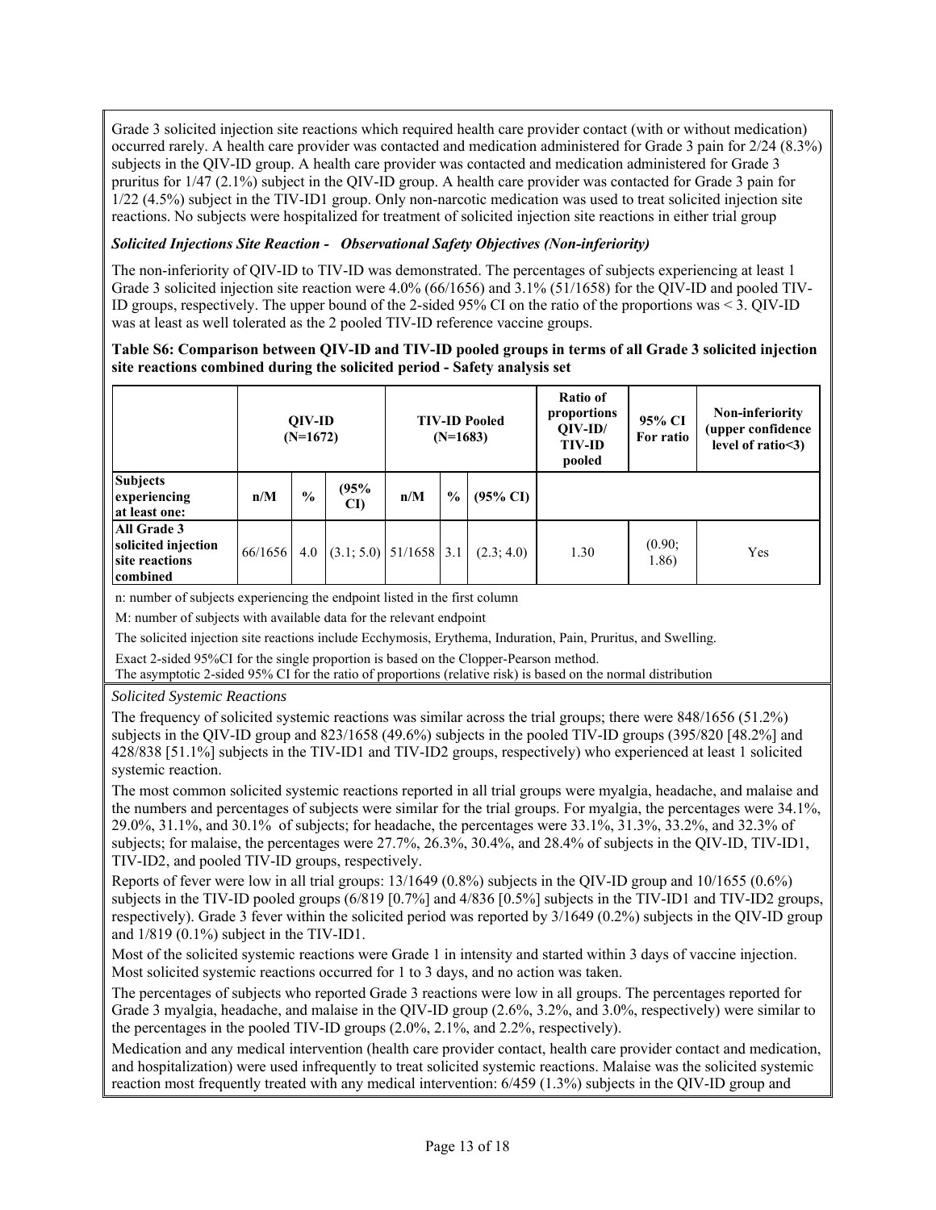Grade 3 solicited injection site reactions which required health care provider contact (with or without medication) occurred rarely. A health care provider was contacted and medication administered for Grade 3 pain for 2/24 (8.3%) subjects in the QIV-ID group. A health care provider was contacted and medication administered for Grade 3 pruritus for 1/47 (2.1%) subject in the QIV-ID group. A health care provider was contacted for Grade 3 pain for 1/22 (4.5%) subject in the TIV-ID1 group. Only non-narcotic medication was used to treat solicited injection site reactions. No subjects were hospitalized for treatment of solicited injection site reactions in either trial group

***Solicited Injections Site Reaction - Observational Safety Objectives (Non-inferiority)***

The non-inferiority of QIV-ID to TIV-ID was demonstrated. The percentages of subjects experiencing at least 1 Grade 3 solicited injection site reaction were 4.0% (66/1656) and 3.1% (51/1658) for the QIV-ID and pooled TIV-ID groups, respectively. The upper bound of the 2-sided 95% CI on the ratio of the proportions was < 3. QIV-ID was at least as well tolerated as the 2 pooled TIV-ID reference vaccine groups.

**Table S6: Comparison between QIV-ID and TIV-ID pooled groups in terms of all Grade 3 solicited injection site reactions combined during the solicited period - Safety analysis set**

| | QIV-ID (N=1672) | | | TIV-ID Pooled (N=1683) | | | Ratio of proportions QIV-ID/ TIV-ID pooled | 95% CI For ratio | Non-inferiority (upper confidence level of ratio<3) |
|---|---|---|---|---|---|---|---|---|---|
| **Subjects experiencing at least one:** | **n/M** | **%** | **(95% CI)** | **n/M** | **%** | **(95% CI)** | | | |
| **All Grade 3 solicited injection site reactions combined** | 66/1656 | 4.0 | (3.1; 5.0) | 51/1658 | 3.1 | (2.3; 4.0) | 1.30 | (0.90; 1.86) | Yes |

n: number of subjects experiencing the endpoint listed in the first column

M: number of subjects with available data for the relevant endpoint

The solicited injection site reactions include Ecchymosis, Erythema, Induration, Pain, Pruritus, and Swelling.

Exact 2-sided 95%CI for the single proportion is based on the Clopper-Pearson method.

The asymptotic 2-sided 95% CI for the ratio of proportions (relative risk) is based on the normal distribution

*Solicited Systemic Reactions*

The frequency of solicited systemic reactions was similar across the trial groups; there were 848/1656 (51.2%) subjects in the QIV-ID group and 823/1658 (49.6%) subjects in the pooled TIV-ID groups (395/820 [48.2%] and 428/838 [51.1%] subjects in the TIV-ID1 and TIV-ID2 groups, respectively) who experienced at least 1 solicited systemic reaction.

The most common solicited systemic reactions reported in all trial groups were myalgia, headache, and malaise and the numbers and percentages of subjects were similar for the trial groups. For myalgia, the percentages were 34.1%, 29.0%, 31.1%, and 30.1% of subjects; for headache, the percentages were 33.1%, 31.3%, 33.2%, and 32.3% of subjects; for malaise, the percentages were 27.7%, 26.3%, 30.4%, and 28.4% of subjects in the QIV-ID, TIV-ID1, TIV-ID2, and pooled TIV-ID groups, respectively.

Reports of fever were low in all trial groups: 13/1649 (0.8%) subjects in the QIV-ID group and 10/1655 (0.6%) subjects in the TIV-ID pooled groups (6/819 [0.7%] and 4/836 [0.5%] subjects in the TIV-ID1 and TIV-ID2 groups, respectively). Grade 3 fever within the solicited period was reported by 3/1649 (0.2%) subjects in the QIV-ID group and 1/819 (0.1%) subject in the TIV-ID1.

Most of the solicited systemic reactions were Grade 1 in intensity and started within 3 days of vaccine injection. Most solicited systemic reactions occurred for 1 to 3 days, and no action was taken.

The percentages of subjects who reported Grade 3 reactions were low in all groups. The percentages reported for Grade 3 myalgia, headache, and malaise in the QIV-ID group (2.6%, 3.2%, and 3.0%, respectively) were similar to the percentages in the pooled TIV-ID groups (2.0%, 2.1%, and 2.2%, respectively).

Medication and any medical intervention (health care provider contact, health care provider contact and medication, and hospitalization) were used infrequently to treat solicited systemic reactions. Malaise was the solicited systemic reaction most frequently treated with any medical intervention: 6/459 (1.3%) subjects in the QIV-ID group and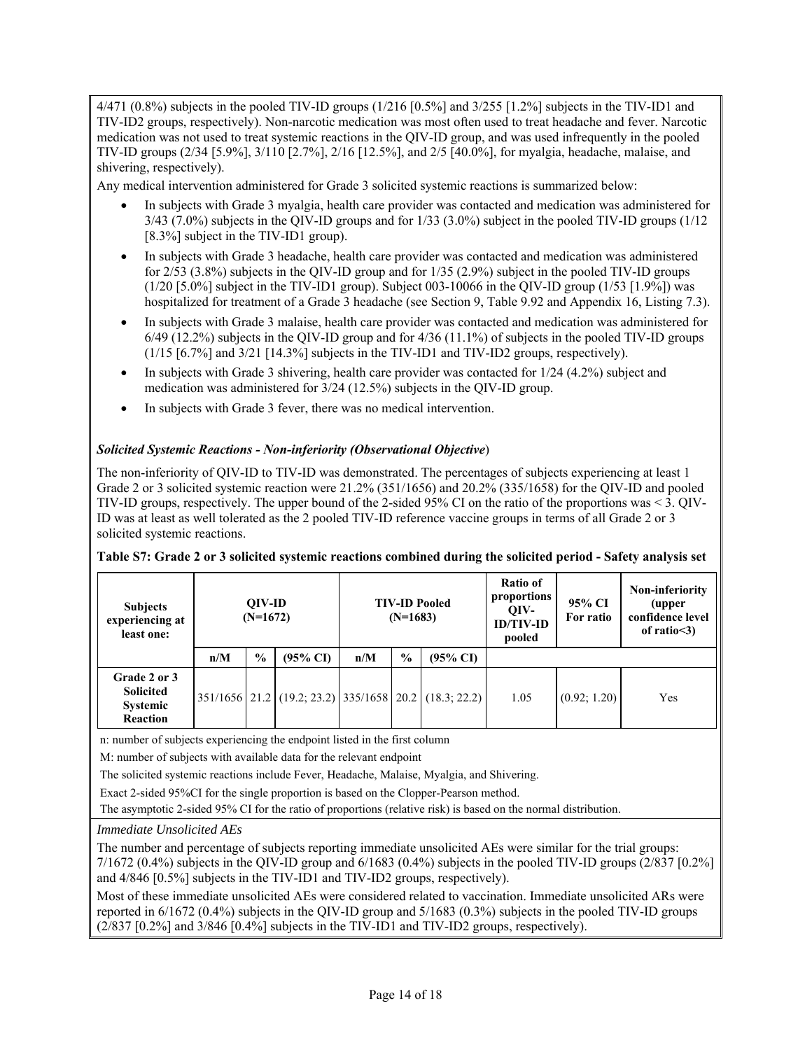4/471 (0.8%) subjects in the pooled TIV-ID groups (1/216 [0.5%] and 3/255 [1.2%] subjects in the TIV-ID1 and TIV-ID2 groups, respectively). Non-narcotic medication was most often used to treat headache and fever. Narcotic medication was not used to treat systemic reactions in the QIV-ID group, and was used infrequently in the pooled TIV-ID groups (2/34 [5.9%], 3/110 [2.7%], 2/16 [12.5%], and 2/5 [40.0%], for myalgia, headache, malaise, and shivering, respectively).

Any medical intervention administered for Grade 3 solicited systemic reactions is summarized below:

- In subjects with Grade 3 myalgia, health care provider was contacted and medication was administered for 3/43 (7.0%) subjects in the QIV-ID groups and for 1/33 (3.0%) subject in the pooled TIV-ID groups (1/12 [8.3%] subject in the TIV-ID1 group).
- In subjects with Grade 3 headache, health care provider was contacted and medication was administered for 2/53 (3.8%) subjects in the QIV-ID group and for 1/35 (2.9%) subject in the pooled TIV-ID groups (1/20 [5.0%] subject in the TIV-ID1 group). Subject 003-10066 in the QIV-ID group (1/53 [1.9%]) was hospitalized for treatment of a Grade 3 headache (see Section 9, Table 9.92 and Appendix 16, Listing 7.3).
- In subjects with Grade 3 malaise, health care provider was contacted and medication was administered for 6/49 (12.2%) subjects in the QIV-ID group and for 4/36 (11.1%) of subjects in the pooled TIV-ID groups (1/15 [6.7%] and 3/21 [14.3%] subjects in the TIV-ID1 and TIV-ID2 groups, respectively).
- In subjects with Grade 3 shivering, health care provider was contacted for 1/24 (4.2%) subject and medication was administered for 3/24 (12.5%) subjects in the QIV-ID group.
- In subjects with Grade 3 fever, there was no medical intervention.

***Solicited Systemic Reactions - Non-inferiority (Observational Objective)***

The non-inferiority of QIV-ID to TIV-ID was demonstrated. The percentages of subjects experiencing at least 1 Grade 2 or 3 solicited systemic reaction were 21.2% (351/1656) and 20.2% (335/1658) for the QIV-ID and pooled TIV-ID groups, respectively. The upper bound of the 2-sided 95% CI on the ratio of the proportions was < 3. QIV-ID was at least as well tolerated as the 2 pooled TIV-ID reference vaccine groups in terms of all Grade 2 or 3 solicited systemic reactions.

**Table S7: Grade 2 or 3 solicited systemic reactions combined during the solicited period - Safety analysis set**

| Subjects experiencing at least one: | QIV-ID (N=1672) | | | TIV-ID Pooled (N=1683) | | | Ratio of proportions QIV-ID/TIV-ID pooled | 95% CI For ratio | Non-inferiority (upper confidence level of ratio<3) |
|---|---|---|---|---|---|---|---|---|---|
| | n/M | % | (95% CI) | n/M | % | (95% CI) | | | |
| Grade 2 or 3 Solicited Systemic Reaction | 351/1656 | 21.2 | (19.2; 23.2) | 335/1658 | 20.2 | (18.3; 22.2) | 1.05 | (0.92; 1.20) | Yes |

n: number of subjects experiencing the endpoint listed in the first column

M: number of subjects with available data for the relevant endpoint

The solicited systemic reactions include Fever, Headache, Malaise, Myalgia, and Shivering.

Exact 2-sided 95%CI for the single proportion is based on the Clopper-Pearson method.

The asymptotic 2-sided 95% CI for the ratio of proportions (relative risk) is based on the normal distribution.

*Immediate Unsolicited AEs*

The number and percentage of subjects reporting immediate unsolicited AEs were similar for the trial groups: 7/1672 (0.4%) subjects in the QIV-ID group and 6/1683 (0.4%) subjects in the pooled TIV-ID groups (2/837 [0.2%] and 4/846 [0.5%] subjects in the TIV-ID1 and TIV-ID2 groups, respectively).

Most of these immediate unsolicited AEs were considered related to vaccination. Immediate unsolicited ARs were reported in 6/1672 (0.4%) subjects in the QIV-ID group and 5/1683 (0.3%) subjects in the pooled TIV-ID groups (2/837 [0.2%] and 3/846 [0.4%] subjects in the TIV-ID1 and TIV-ID2 groups, respectively).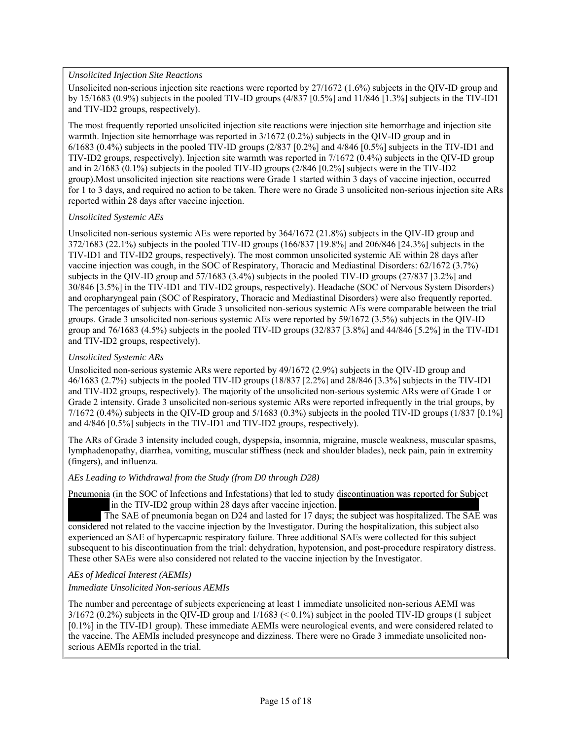*Unsolicited Injection Site Reactions*

Unsolicited non-serious injection site reactions were reported by 27/1672 (1.6%) subjects in the QIV-ID group and by 15/1683 (0.9%) subjects in the pooled TIV-ID groups (4/837 [0.5%] and 11/846 [1.3%] subjects in the TIV-ID1 and TIV-ID2 groups, respectively).

The most frequently reported unsolicited injection site reactions were injection site hemorrhage and injection site warmth. Injection site hemorrhage was reported in 3/1672 (0.2%) subjects in the QIV-ID group and in 6/1683 (0.4%) subjects in the pooled TIV-ID groups (2/837 [0.2%] and 4/846 [0.5%] subjects in the TIV-ID1 and TIV-ID2 groups, respectively). Injection site warmth was reported in 7/1672 (0.4%) subjects in the QIV-ID group and in 2/1683 (0.1%) subjects in the pooled TIV-ID groups (2/846 [0.2%] subjects were in the TIV-ID2 group).Most unsolicited injection site reactions were Grade 1 started within 3 days of vaccine injection, occurred for 1 to 3 days, and required no action to be taken. There were no Grade 3 unsolicited non-serious injection site ARs reported within 28 days after vaccine injection.

*Unsolicited Systemic AEs*

Unsolicited non-serious systemic AEs were reported by 364/1672 (21.8%) subjects in the QIV-ID group and 372/1683 (22.1%) subjects in the pooled TIV-ID groups (166/837 [19.8%] and 206/846 [24.3%] subjects in the TIV-ID1 and TIV-ID2 groups, respectively). The most common unsolicited systemic AE within 28 days after vaccine injection was cough, in the SOC of Respiratory, Thoracic and Mediastinal Disorders: 62/1672 (3.7%) subjects in the QIV-ID group and 57/1683 (3.4%) subjects in the pooled TIV-ID groups (27/837 [3.2%] and 30/846 [3.5%] in the TIV-ID1 and TIV-ID2 groups, respectively). Headache (SOC of Nervous System Disorders) and oropharyngeal pain (SOC of Respiratory, Thoracic and Mediastinal Disorders) were also frequently reported. The percentages of subjects with Grade 3 unsolicited non-serious systemic AEs were comparable between the trial groups. Grade 3 unsolicited non-serious systemic AEs were reported by 59/1672 (3.5%) subjects in the QIV-ID group and 76/1683 (4.5%) subjects in the pooled TIV-ID groups (32/837 [3.8%] and 44/846 [5.2%] in the TIV-ID1 and TIV-ID2 groups, respectively).

*Unsolicited Systemic ARs*

Unsolicited non-serious systemic ARs were reported by 49/1672 (2.9%) subjects in the QIV-ID group and 46/1683 (2.7%) subjects in the pooled TIV-ID groups (18/837 [2.2%] and 28/846 [3.3%] subjects in the TIV-ID1 and TIV-ID2 groups, respectively). The majority of the unsolicited non-serious systemic ARs were of Grade 1 or Grade 2 intensity. Grade 3 unsolicited non-serious systemic ARs were reported infrequently in the trial groups, by 7/1672 (0.4%) subjects in the QIV-ID group and 5/1683 (0.3%) subjects in the pooled TIV-ID groups (1/837 [0.1%] and 4/846 [0.5%] subjects in the TIV-ID1 and TIV-ID2 groups, respectively).

The ARs of Grade 3 intensity included cough, dyspepsia, insomnia, migraine, muscle weakness, muscular spasms, lymphadenopathy, diarrhea, vomiting, muscular stiffness (neck and shoulder blades), neck pain, pain in extremity (fingers), and influenza.

*AEs Leading to Withdrawal from the Study (from D0 through D28)*

Pneumonia (in the SOC of Infections and Infestations) that led to study discontinuation was reported for Subject in the TIV-ID2 group within 28 days after vaccine injection. The SAE of pneumonia began on D24 and lasted for 17 days; the subject was hospitalized. The SAE was considered not related to the vaccine injection by the Investigator. During the hospitalization, this subject also experienced an SAE of hypercapnic respiratory failure. Three additional SAEs were collected for this subject subsequent to his discontinuation from the trial: dehydration, hypotension, and post-procedure respiratory distress. These other SAEs were also considered not related to the vaccine injection by the Investigator.

*AEs of Medical Interest (AEMIs)*

*Immediate Unsolicited Non-serious AEMIs*

The number and percentage of subjects experiencing at least 1 immediate unsolicited non-serious AEMI was 3/1672 (0.2%) subjects in the QIV-ID group and 1/1683 (< 0.1%) subject in the pooled TIV-ID groups (1 subject [0.1%] in the TIV-ID1 group). These immediate AEMIs were neurological events, and were considered related to the vaccine. The AEMIs included presyncope and dizziness. There were no Grade 3 immediate unsolicited non-serious AEMIs reported in the trial.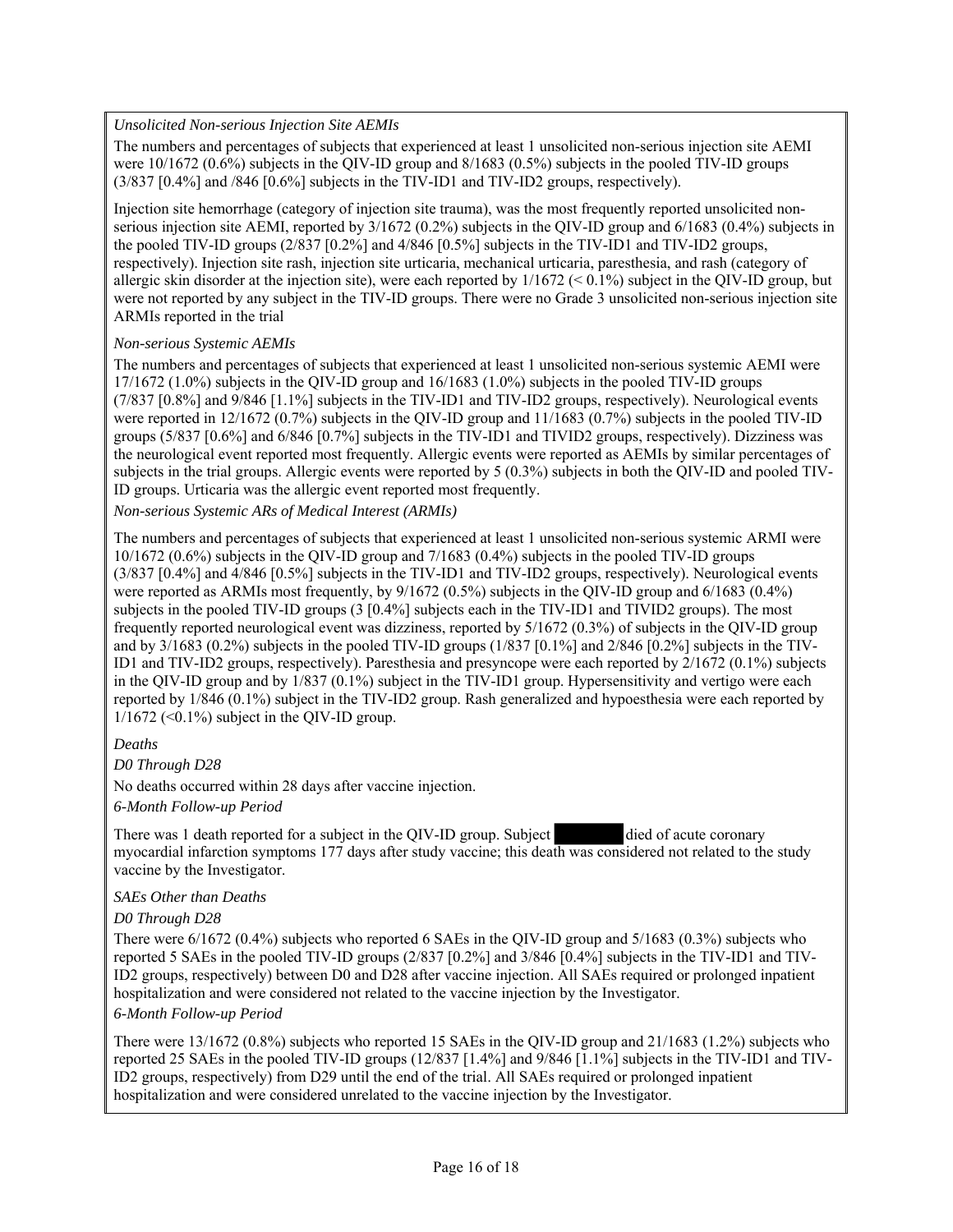*Unsolicited Non-serious Injection Site AEMIs*

The numbers and percentages of subjects that experienced at least 1 unsolicited non-serious injection site AEMI were 10/1672 (0.6%) subjects in the QIV-ID group and 8/1683 (0.5%) subjects in the pooled TIV-ID groups (3/837 [0.4%] and /846 [0.6%] subjects in the TIV-ID1 and TIV-ID2 groups, respectively).

Injection site hemorrhage (category of injection site trauma), was the most frequently reported unsolicited non-serious injection site AEMI, reported by 3/1672 (0.2%) subjects in the QIV-ID group and 6/1683 (0.4%) subjects in the pooled TIV-ID groups (2/837 [0.2%] and 4/846 [0.5%] subjects in the TIV-ID1 and TIV-ID2 groups, respectively). Injection site rash, injection site urticaria, mechanical urticaria, paresthesia, and rash (category of allergic skin disorder at the injection site), were each reported by 1/1672 (< 0.1%) subject in the QIV-ID group, but were not reported by any subject in the TIV-ID groups. There were no Grade 3 unsolicited non-serious injection site ARMIs reported in the trial

*Non-serious Systemic AEMIs*

The numbers and percentages of subjects that experienced at least 1 unsolicited non-serious systemic AEMI were 17/1672 (1.0%) subjects in the QIV-ID group and 16/1683 (1.0%) subjects in the pooled TIV-ID groups (7/837 [0.8%] and 9/846 [1.1%] subjects in the TIV-ID1 and TIV-ID2 groups, respectively). Neurological events were reported in 12/1672 (0.7%) subjects in the QIV-ID group and 11/1683 (0.7%) subjects in the pooled TIV-ID groups (5/837 [0.6%] and 6/846 [0.7%] subjects in the TIV-ID1 and TIVID2 groups, respectively). Dizziness was the neurological event reported most frequently. Allergic events were reported as AEMIs by similar percentages of subjects in the trial groups. Allergic events were reported by 5 (0.3%) subjects in both the QIV-ID and pooled TIV-ID groups. Urticaria was the allergic event reported most frequently.

*Non-serious Systemic ARs of Medical Interest (ARMIs)*

The numbers and percentages of subjects that experienced at least 1 unsolicited non-serious systemic ARMI were 10/1672 (0.6%) subjects in the QIV-ID group and 7/1683 (0.4%) subjects in the pooled TIV-ID groups (3/837 [0.4%] and 4/846 [0.5%] subjects in the TIV-ID1 and TIV-ID2 groups, respectively). Neurological events were reported as ARMIs most frequently, by 9/1672 (0.5%) subjects in the QIV-ID group and 6/1683 (0.4%) subjects in the pooled TIV-ID groups (3 [0.4%] subjects each in the TIV-ID1 and TIVID2 groups). The most frequently reported neurological event was dizziness, reported by 5/1672 (0.3%) of subjects in the QIV-ID group and by 3/1683 (0.2%) subjects in the pooled TIV-ID groups (1/837 [0.1%] and 2/846 [0.2%] subjects in the TIV-ID1 and TIV-ID2 groups, respectively). Paresthesia and presyncope were each reported by 2/1672 (0.1%) subjects in the QIV-ID group and by 1/837 (0.1%) subject in the TIV-ID1 group. Hypersensitivity and vertigo were each reported by 1/846 (0.1%) subject in the TIV-ID2 group. Rash generalized and hypoesthesia were each reported by 1/1672 (<0.1%) subject in the QIV-ID group.

*Deaths*

*D0 Through D28*

No deaths occurred within 28 days after vaccine injection.

*6-Month Follow-up Period*

There was 1 death reported for a subject in the QIV-ID group. Subject [redacted] died of acute coronary myocardial infarction symptoms 177 days after study vaccine; this death was considered not related to the study vaccine by the Investigator.

*SAEs Other than Deaths*

*D0 Through D28*

There were 6/1672 (0.4%) subjects who reported 6 SAEs in the QIV-ID group and 5/1683 (0.3%) subjects who reported 5 SAEs in the pooled TIV-ID groups (2/837 [0.2%] and 3/846 [0.4%] subjects in the TIV-ID1 and TIV-ID2 groups, respectively) between D0 and D28 after vaccine injection. All SAEs required or prolonged inpatient hospitalization and were considered not related to the vaccine injection by the Investigator.

*6-Month Follow-up Period*

There were 13/1672 (0.8%) subjects who reported 15 SAEs in the QIV-ID group and 21/1683 (1.2%) subjects who reported 25 SAEs in the pooled TIV-ID groups (12/837 [1.4%] and 9/846 [1.1%] subjects in the TIV-ID1 and TIV-ID2 groups, respectively) from D29 until the end of the trial. All SAEs required or prolonged inpatient hospitalization and were considered unrelated to the vaccine injection by the Investigator.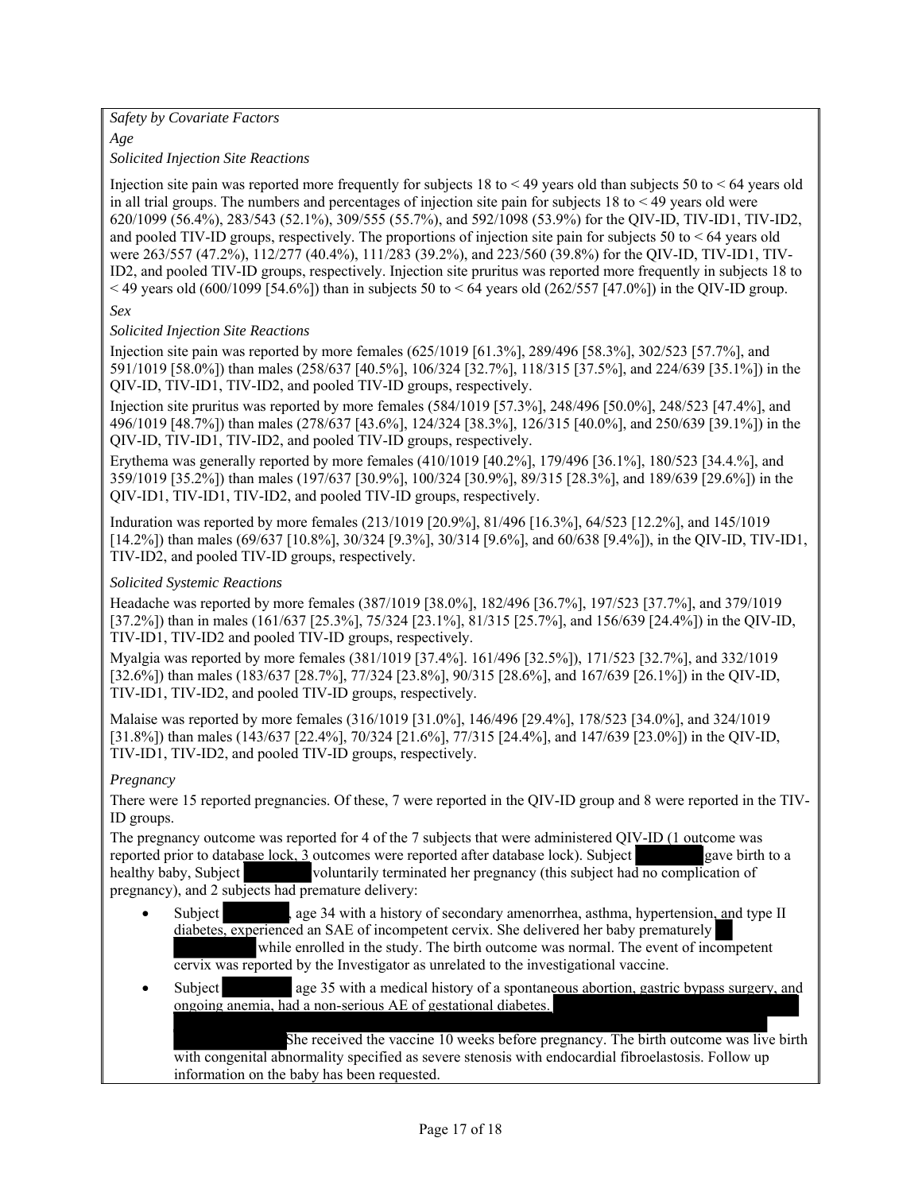*Safety by Covariate Factors*

*Age*

*Solicited Injection Site Reactions*

Injection site pain was reported more frequently for subjects 18 to < 49 years old than subjects 50 to < 64 years old in all trial groups. The numbers and percentages of injection site pain for subjects 18 to < 49 years old were 620/1099 (56.4%), 283/543 (52.1%), 309/555 (55.7%), and 592/1098 (53.9%) for the QIV-ID, TIV-ID1, TIV-ID2, and pooled TIV-ID groups, respectively. The proportions of injection site pain for subjects 50 to < 64 years old were 263/557 (47.2%), 112/277 (40.4%), 111/283 (39.2%), and 223/560 (39.8%) for the QIV-ID, TIV-ID1, TIV-ID2, and pooled TIV-ID groups, respectively. Injection site pruritus was reported more frequently in subjects 18 to < 49 years old (600/1099 [54.6%]) than in subjects 50 to < 64 years old (262/557 [47.0%]) in the QIV-ID group.

*Sex*

*Solicited Injection Site Reactions*

Injection site pain was reported by more females (625/1019 [61.3%], 289/496 [58.3%], 302/523 [57.7%], and 591/1019 [58.0%]) than males (258/637 [40.5%], 106/324 [32.7%], 118/315 [37.5%], and 224/639 [35.1%]) in the QIV-ID, TIV-ID1, TIV-ID2, and pooled TIV-ID groups, respectively.

Injection site pruritus was reported by more females (584/1019 [57.3%], 248/496 [50.0%], 248/523 [47.4%], and 496/1019 [48.7%]) than males (278/637 [43.6%], 124/324 [38.3%], 126/315 [40.0%], and 250/639 [39.1%]) in the QIV-ID, TIV-ID1, TIV-ID2, and pooled TIV-ID groups, respectively.

Erythema was generally reported by more females (410/1019 [40.2%], 179/496 [36.1%], 180/523 [34.4.%], and 359/1019 [35.2%]) than males (197/637 [30.9%], 100/324 [30.9%], 89/315 [28.3%], and 189/639 [29.6%]) in the QIV-ID1, TIV-ID1, TIV-ID2, and pooled TIV-ID groups, respectively.

Induration was reported by more females (213/1019 [20.9%], 81/496 [16.3%], 64/523 [12.2%], and 145/1019 [14.2%]) than males (69/637 [10.8%], 30/324 [9.3%], 30/314 [9.6%], and 60/638 [9.4%]), in the QIV-ID, TIV-ID1, TIV-ID2, and pooled TIV-ID groups, respectively.

*Solicited Systemic Reactions*

Headache was reported by more females (387/1019 [38.0%], 182/496 [36.7%], 197/523 [37.7%], and 379/1019 [37.2%]) than in males (161/637 [25.3%], 75/324 [23.1%], 81/315 [25.7%], and 156/639 [24.4%]) in the QIV-ID, TIV-ID1, TIV-ID2 and pooled TIV-ID groups, respectively.

Myalgia was reported by more females (381/1019 [37.4%]. 161/496 [32.5%]), 171/523 [32.7%], and 332/1019 [32.6%]) than males (183/637 [28.7%], 77/324 [23.8%], 90/315 [28.6%], and 167/639 [26.1%]) in the QIV-ID, TIV-ID1, TIV-ID2, and pooled TIV-ID groups, respectively.

Malaise was reported by more females (316/1019 [31.0%], 146/496 [29.4%], 178/523 [34.0%], and 324/1019 [31.8%]) than males (143/637 [22.4%], 70/324 [21.6%], 77/315 [24.4%], and 147/639 [23.0%]) in the QIV-ID, TIV-ID1, TIV-ID2, and pooled TIV-ID groups, respectively.

*Pregnancy*

There were 15 reported pregnancies. Of these, 7 were reported in the QIV-ID group and 8 were reported in the TIV-ID groups.

The pregnancy outcome was reported for 4 of the 7 subjects that were administered QIV-ID (1 outcome was reported prior to database lock, 3 outcomes were reported after database lock). Subject gave birth to a healthy baby, Subject voluntarily terminated her pregnancy (this subject had no complication of pregnancy), and 2 subjects had premature delivery:

- Subject , age 34 with a history of secondary amenorrhea, asthma, hypertension, and type II diabetes, experienced an SAE of incompetent cervix. She delivered her baby prematurely while enrolled in the study. The birth outcome was normal. The event of incompetent cervix was reported by the Investigator as unrelated to the investigational vaccine.
- Subject age 35 with a medical history of a spontaneous abortion, gastric bypass surgery, and ongoing anemia, had a non-serious AE of gestational diabetes. She received the vaccine 10 weeks before pregnancy. The birth outcome was live birth with congenital abnormality specified as severe stenosis with endocardial fibroelastosis. Follow up information on the baby has been requested.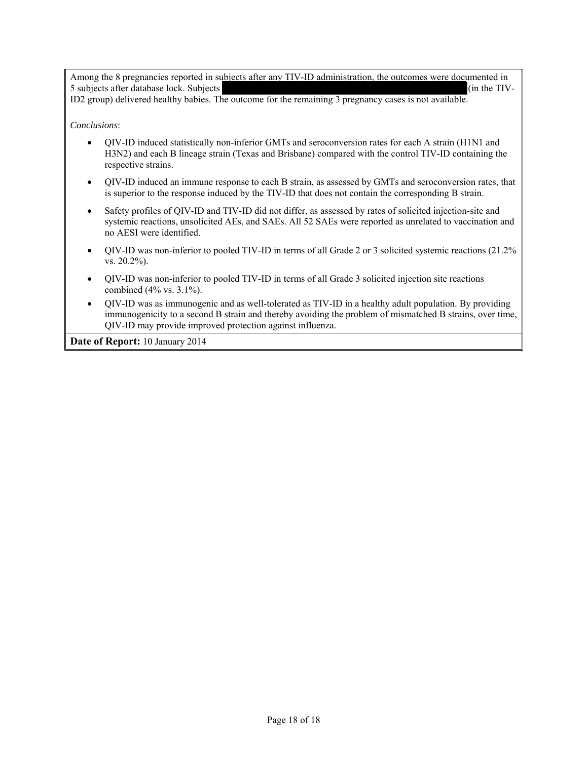Among the 8 pregnancies reported in subjects after any TIV-ID administration, the outcomes were documented in 5 subjects after database lock. Subjects ████████████████████████████ (in the TIV-ID2 group) delivered healthy babies. The outcome for the remaining 3 pregnancy cases is not available.

*Conclusions*:

- QIV-ID induced statistically non-inferior GMTs and seroconversion rates for each A strain (H1N1 and H3N2) and each B lineage strain (Texas and Brisbane) compared with the control TIV-ID containing the respective strains.
- QIV-ID induced an immune response to each B strain, as assessed by GMTs and seroconversion rates, that is superior to the response induced by the TIV-ID that does not contain the corresponding B strain.
- Safety profiles of QIV-ID and TIV-ID did not differ, as assessed by rates of solicited injection-site and systemic reactions, unsolicited AEs, and SAEs. All 52 SAEs were reported as unrelated to vaccination and no AESI were identified.
- QIV-ID was non-inferior to pooled TIV-ID in terms of all Grade 2 or 3 solicited systemic reactions (21.2% vs. 20.2%).
- QIV-ID was non-inferior to pooled TIV-ID in terms of all Grade 3 solicited injection site reactions combined (4% vs. 3.1%).
- QIV-ID was as immunogenic and as well-tolerated as TIV-ID in a healthy adult population. By providing immunogenicity to a second B strain and thereby avoiding the problem of mismatched B strains, over time, QIV-ID may provide improved protection against influenza.

**Date of Report:** 10 January 2014